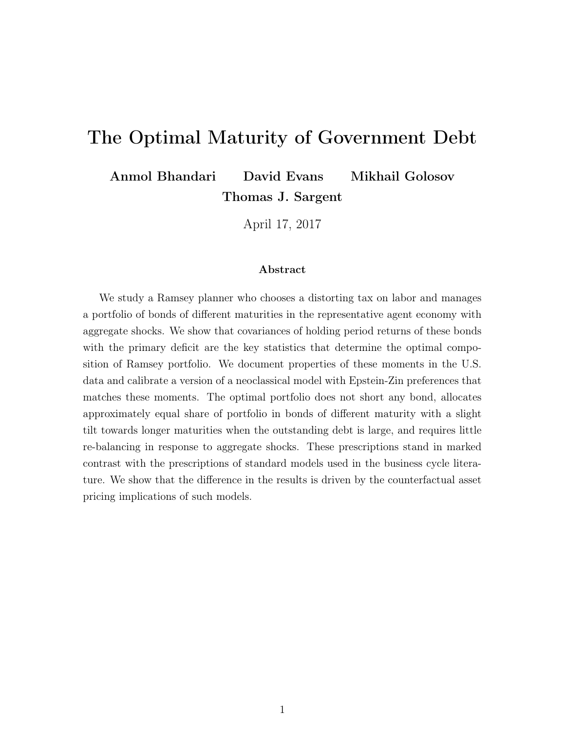# The Optimal Maturity of Government Debt

**Anmol Bhandari** **David Evans** **Mikhail Golosov**
**Thomas J. Sargent**

April 17, 2017

### Abstract

We study a Ramsey planner who chooses a distorting tax on labor and manages a portfolio of bonds of different maturities in the representative agent economy with aggregate shocks. We show that covariances of holding period returns of these bonds with the primary deficit are the key statistics that determine the optimal composition of Ramsey portfolio. We document properties of these moments in the U.S. data and calibrate a version of a neoclassical model with Epstein-Zin preferences that matches these moments. The optimal portfolio does not short any bond, allocates approximately equal share of portfolio in bonds of different maturity with a slight tilt towards longer maturities when the outstanding debt is large, and requires little re-balancing in response to aggregate shocks. These prescriptions stand in marked contrast with the prescriptions of standard models used in the business cycle literature. We show that the difference in the results is driven by the counterfactual asset pricing implications of such models.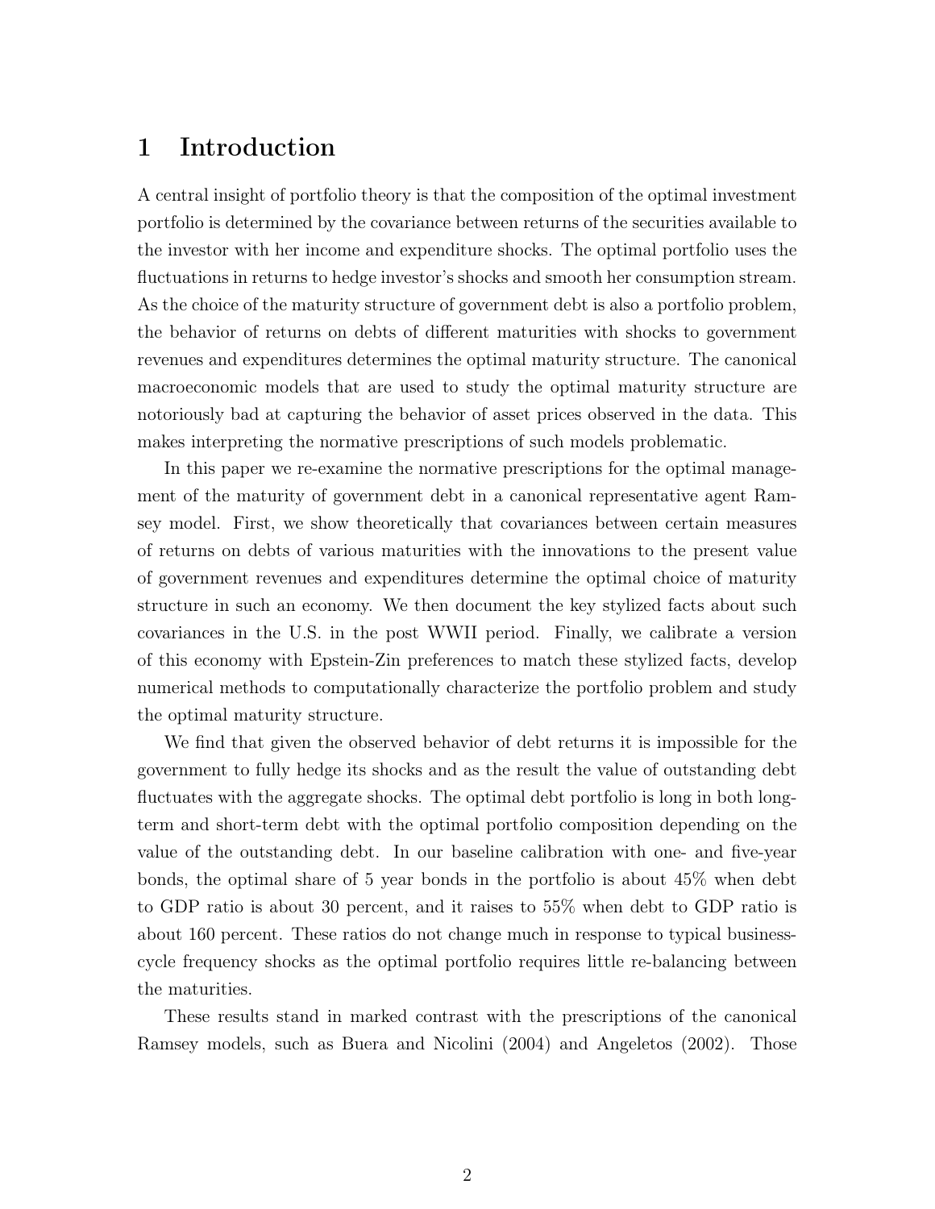# 1 Introduction

A central insight of portfolio theory is that the composition of the optimal investment portfolio is determined by the covariance between returns of the securities available to the investor with her income and expenditure shocks. The optimal portfolio uses the fluctuations in returns to hedge investor's shocks and smooth her consumption stream. As the choice of the maturity structure of government debt is also a portfolio problem, the behavior of returns on debts of different maturities with shocks to government revenues and expenditures determines the optimal maturity structure. The canonical macroeconomic models that are used to study the optimal maturity structure are notoriously bad at capturing the behavior of asset prices observed in the data. This makes interpreting the normative prescriptions of such models problematic.

In this paper we re-examine the normative prescriptions for the optimal management of the maturity of government debt in a canonical representative agent Ramsey model. First, we show theoretically that covariances between certain measures of returns on debts of various maturities with the innovations to the present value of government revenues and expenditures determine the optimal choice of maturity structure in such an economy. We then document the key stylized facts about such covariances in the U.S. in the post WWII period. Finally, we calibrate a version of this economy with Epstein-Zin preferences to match these stylized facts, develop numerical methods to computationally characterize the portfolio problem and study the optimal maturity structure.

We find that given the observed behavior of debt returns it is impossible for the government to fully hedge its shocks and as the result the value of outstanding debt fluctuates with the aggregate shocks. The optimal debt portfolio is long in both long-term and short-term debt with the optimal portfolio composition depending on the value of the outstanding debt. In our baseline calibration with one- and five-year bonds, the optimal share of 5 year bonds in the portfolio is about 45% when debt to GDP ratio is about 30 percent, and it raises to 55% when debt to GDP ratio is about 160 percent. These ratios do not change much in response to typical business-cycle frequency shocks as the optimal portfolio requires little re-balancing between the maturities.

These results stand in marked contrast with the prescriptions of the canonical Ramsey models, such as Buera and Nicolini (2004) and Angeletos (2002). Those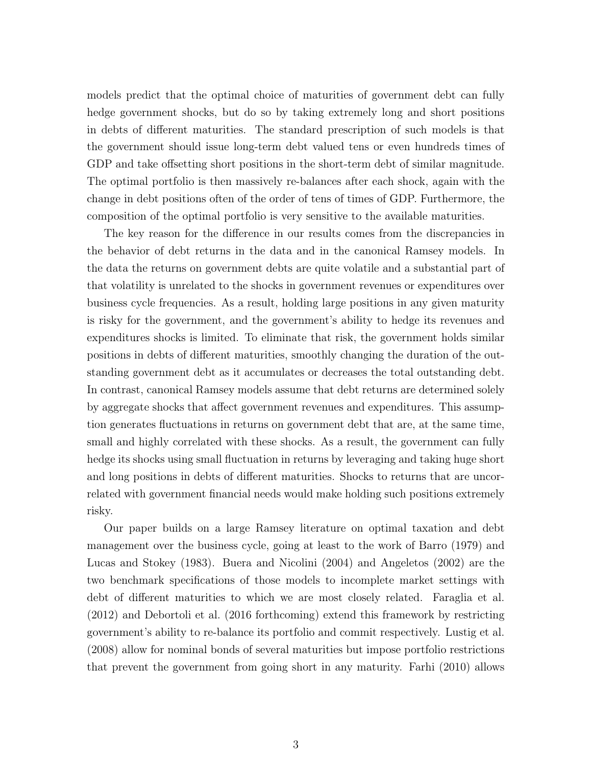models predict that the optimal choice of maturities of government debt can fully hedge government shocks, but do so by taking extremely long and short positions in debts of different maturities. The standard prescription of such models is that the government should issue long-term debt valued tens or even hundreds times of GDP and take offsetting short positions in the short-term debt of similar magnitude. The optimal portfolio is then massively re-balances after each shock, again with the change in debt positions often of the order of tens of times of GDP. Furthermore, the composition of the optimal portfolio is very sensitive to the available maturities.

The key reason for the difference in our results comes from the discrepancies in the behavior of debt returns in the data and in the canonical Ramsey models. In the data the returns on government debts are quite volatile and a substantial part of that volatility is unrelated to the shocks in government revenues or expenditures over business cycle frequencies. As a result, holding large positions in any given maturity is risky for the government, and the government's ability to hedge its revenues and expenditures shocks is limited. To eliminate that risk, the government holds similar positions in debts of different maturities, smoothly changing the duration of the outstanding government debt as it accumulates or decreases the total outstanding debt. In contrast, canonical Ramsey models assume that debt returns are determined solely by aggregate shocks that affect government revenues and expenditures. This assumption generates fluctuations in returns on government debt that are, at the same time, small and highly correlated with these shocks. As a result, the government can fully hedge its shocks using small fluctuation in returns by leveraging and taking huge short and long positions in debts of different maturities. Shocks to returns that are uncorrelated with government financial needs would make holding such positions extremely risky.

Our paper builds on a large Ramsey literature on optimal taxation and debt management over the business cycle, going at least to the work of Barro (1979) and Lucas and Stokey (1983). Buera and Nicolini (2004) and Angeletos (2002) are the two benchmark specifications of those models to incomplete market settings with debt of different maturities to which we are most closely related. Faraglia et al. (2012) and Debortoli et al. (2016 forthcoming) extend this framework by restricting government's ability to re-balance its portfolio and commit respectively. Lustig et al. (2008) allow for nominal bonds of several maturities but impose portfolio restrictions that prevent the government from going short in any maturity. Farhi (2010) allows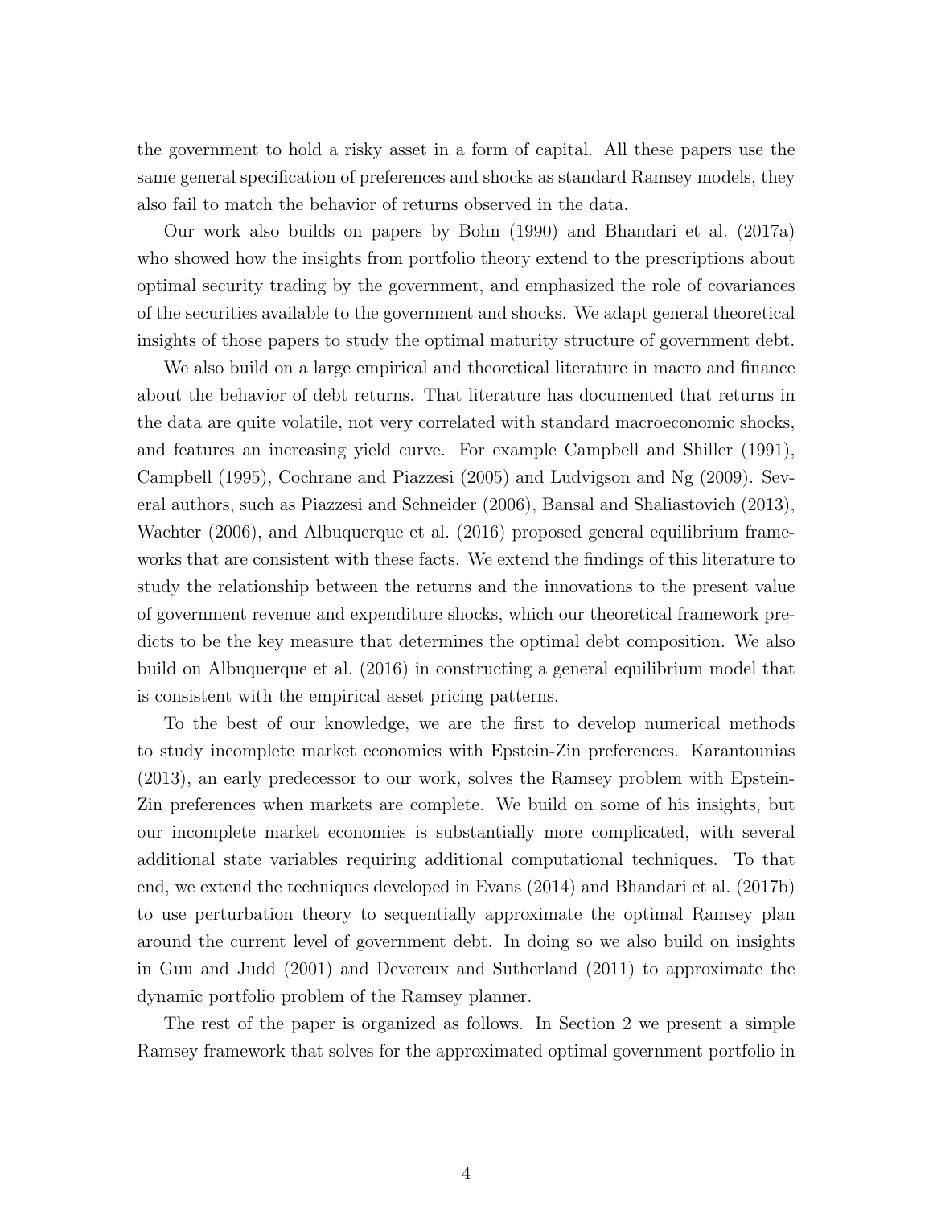the government to hold a risky asset in a form of capital. All these papers use the same general specification of preferences and shocks as standard Ramsey models, they also fail to match the behavior of returns observed in the data.

Our work also builds on papers by Bohn (1990) and Bhandari et al. (2017a) who showed how the insights from portfolio theory extend to the prescriptions about optimal security trading by the government, and emphasized the role of covariances of the securities available to the government and shocks. We adapt general theoretical insights of those papers to study the optimal maturity structure of government debt.

We also build on a large empirical and theoretical literature in macro and finance about the behavior of debt returns. That literature has documented that returns in the data are quite volatile, not very correlated with standard macroeconomic shocks, and features an increasing yield curve. For example Campbell and Shiller (1991), Campbell (1995), Cochrane and Piazzesi (2005) and Ludvigson and Ng (2009). Several authors, such as Piazzesi and Schneider (2006), Bansal and Shaliastovich (2013), Wachter (2006), and Albuquerque et al. (2016) proposed general equilibrium frameworks that are consistent with these facts. We extend the findings of this literature to study the relationship between the returns and the innovations to the present value of government revenue and expenditure shocks, which our theoretical framework predicts to be the key measure that determines the optimal debt composition. We also build on Albuquerque et al. (2016) in constructing a general equilibrium model that is consistent with the empirical asset pricing patterns.

To the best of our knowledge, we are the first to develop numerical methods to study incomplete market economies with Epstein-Zin preferences. Karantounias (2013), an early predecessor to our work, solves the Ramsey problem with Epstein-Zin preferences when markets are complete. We build on some of his insights, but our incomplete market economies is substantially more complicated, with several additional state variables requiring additional computational techniques. To that end, we extend the techniques developed in Evans (2014) and Bhandari et al. (2017b) to use perturbation theory to sequentially approximate the optimal Ramsey plan around the current level of government debt. In doing so we also build on insights in Guu and Judd (2001) and Devereux and Sutherland (2011) to approximate the dynamic portfolio problem of the Ramsey planner.

The rest of the paper is organized as follows. In Section 2 we present a simple Ramsey framework that solves for the approximated optimal government portfolio in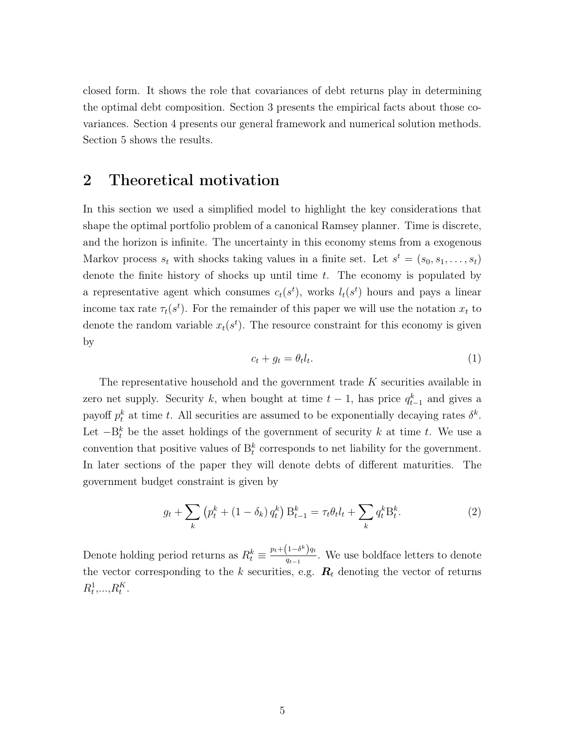closed form. It shows the role that covariances of debt returns play in determining the optimal debt composition. Section 3 presents the empirical facts about those covariances. Section 4 presents our general framework and numerical solution methods. Section 5 shows the results.

## 2 Theoretical motivation

In this section we used a simplified model to highlight the key considerations that shape the optimal portfolio problem of a canonical Ramsey planner. Time is discrete, and the horizon is infinite. The uncertainty in this economy stems from a exogenous Markov process $s_t$ with shocks taking values in a finite set. Let $s^t = (s_0, s_1, \ldots, s_t)$ denote the finite history of shocks up until time $t$. The economy is populated by a representative agent which consumes $c_t(s^t)$, works $l_t(s^t)$ hours and pays a linear income tax rate $\tau_t(s^t)$. For the remainder of this paper we will use the notation $x_t$ to denote the random variable $x_t(s^t)$. The resource constraint for this economy is given by

$$c_t + g_t = \theta_t l_t. \tag{1}$$

The representative household and the government trade $K$ securities available in zero net supply. Security $k$, when bought at time $t-1$, has price $q^k_{t-1}$ and gives a payoff $p^k_t$ at time $t$. All securities are assumed to be exponentially decaying rates $\delta^k$. Let $-\mathrm{B}^k_t$ be the asset holdings of the government of security $k$ at time $t$. We use a convention that positive values of $\mathrm{B}^k_t$ corresponds to net liability for the government. In later sections of the paper they will denote debts of different maturities. The government budget constraint is given by

$$g_t + \sum_k \left(p^k_t + (1-\delta_k)\, q^k_t\right) \mathrm{B}^k_{t-1} = \tau_t \theta_t l_t + \sum_k q^k_t \mathrm{B}^k_t. \tag{2}$$

Denote holding period returns as $R^k_t \equiv \frac{p_t + \left(1-\delta^k\right) q_t}{q_{t-1}}$. We use boldface letters to denote the vector corresponding to the $k$ securities, e.g. $\boldsymbol{R}_t$ denoting the vector of returns $R^1_t, \ldots, R^K_t$.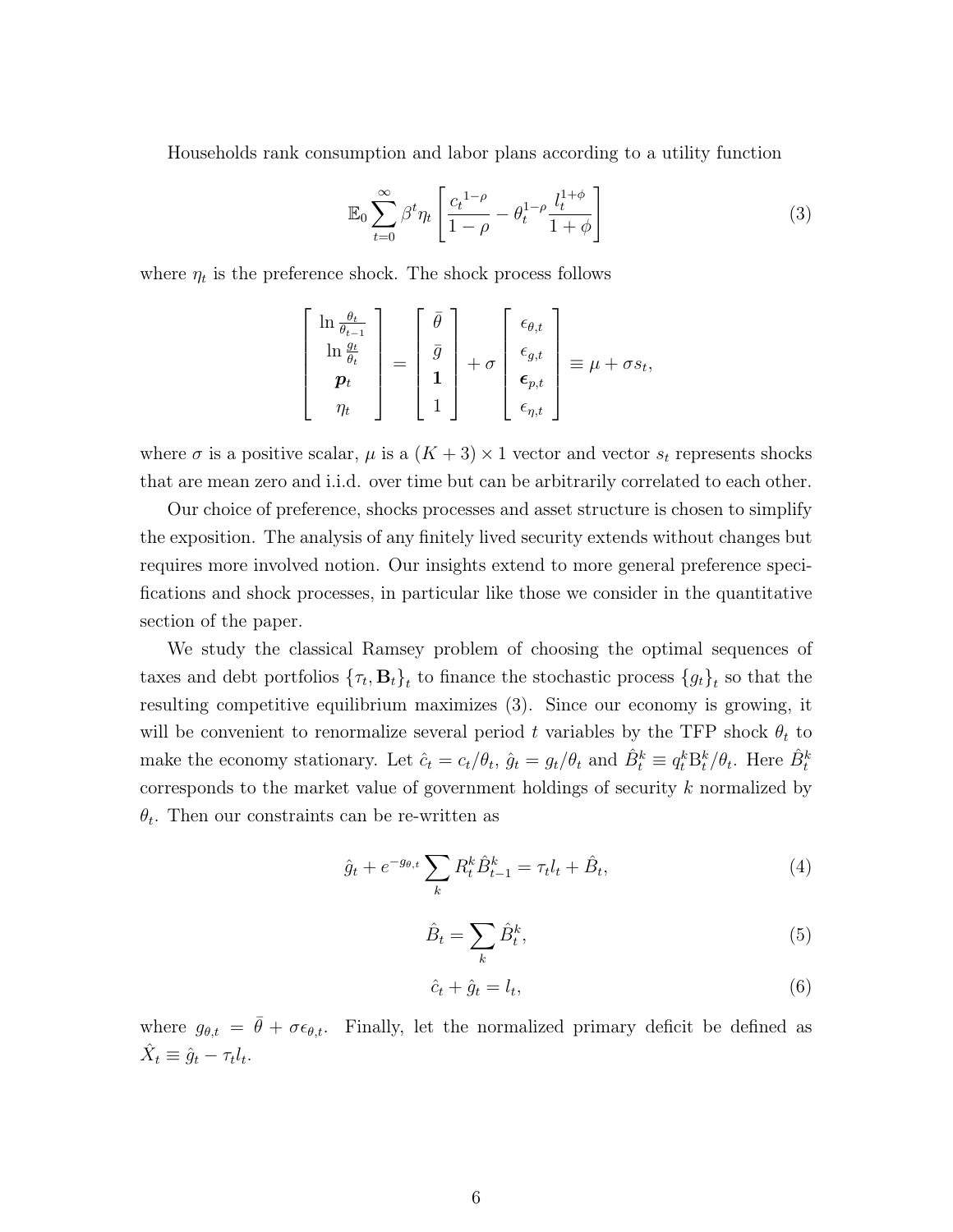Households rank consumption and labor plans according to a utility function

$$\mathbb{E}_0 \sum_{t=0}^{\infty} \beta^t \eta_t \left[ \frac{{c_t}^{1-\rho}}{1-\rho} - \theta_t^{1-\rho} \frac{l_t^{1+\phi}}{1+\phi} \right] \tag{3}$$

where $\eta_t$ is the preference shock. The shock process follows

$$\begin{bmatrix} \ln \frac{\theta_t}{\theta_{t-1}} \\ \ln \frac{g_t}{\theta_t} \\ \boldsymbol{p}_t \\ \eta_t \end{bmatrix} = \begin{bmatrix} \bar{\theta} \\ \bar{g} \\ \mathbf{1} \\ 1 \end{bmatrix} + \sigma \begin{bmatrix} \epsilon_{\theta,t} \\ \epsilon_{g,t} \\ \boldsymbol{\epsilon}_{p,t} \\ \epsilon_{\eta,t} \end{bmatrix} \equiv \mu + \sigma s_t,$$

where $\sigma$ is a positive scalar, $\mu$ is a $(K+3) \times 1$ vector and vector $s_t$ represents shocks that are mean zero and i.i.d. over time but can be arbitrarily correlated to each other.

Our choice of preference, shocks processes and asset structure is chosen to simplify the exposition. The analysis of any finitely lived security extends without changes but requires more involved notion. Our insights extend to more general preference specifications and shock processes, in particular like those we consider in the quantitative section of the paper.

We study the classical Ramsey problem of choosing the optimal sequences of taxes and debt portfolios $\{\tau_t, \mathbf{B}_t\}_t$ to finance the stochastic process $\{g_t\}_t$ so that the resulting competitive equilibrium maximizes (3). Since our economy is growing, it will be convenient to renormalize several period $t$ variables by the TFP shock $\theta_t$ to make the economy stationary. Let $\hat{c}_t = c_t/\theta_t$, $\hat{g}_t = g_t/\theta_t$ and $\hat{B}_t^k \equiv q_t^k \mathrm{B}_t^k/\theta_t$. Here $\hat{B}_t^k$ corresponds to the market value of government holdings of security $k$ normalized by $\theta_t$. Then our constraints can be re-written as

$$\hat{g}_t + e^{-g_{\theta,t}} \sum_k R_t^k \hat{B}_{t-1}^k = \tau_t l_t + \hat{B}_t, \tag{4}$$

$$\hat{B}_t = \sum_k \hat{B}_t^k, \tag{5}$$

$$\hat{c}_t + \hat{g}_t = l_t, \tag{6}$$

where $g_{\theta,t} = \bar{\theta} + \sigma \epsilon_{\theta,t}$. Finally, let the normalized primary deficit be defined as $\hat{X}_t \equiv \hat{g}_t - \tau_t l_t$.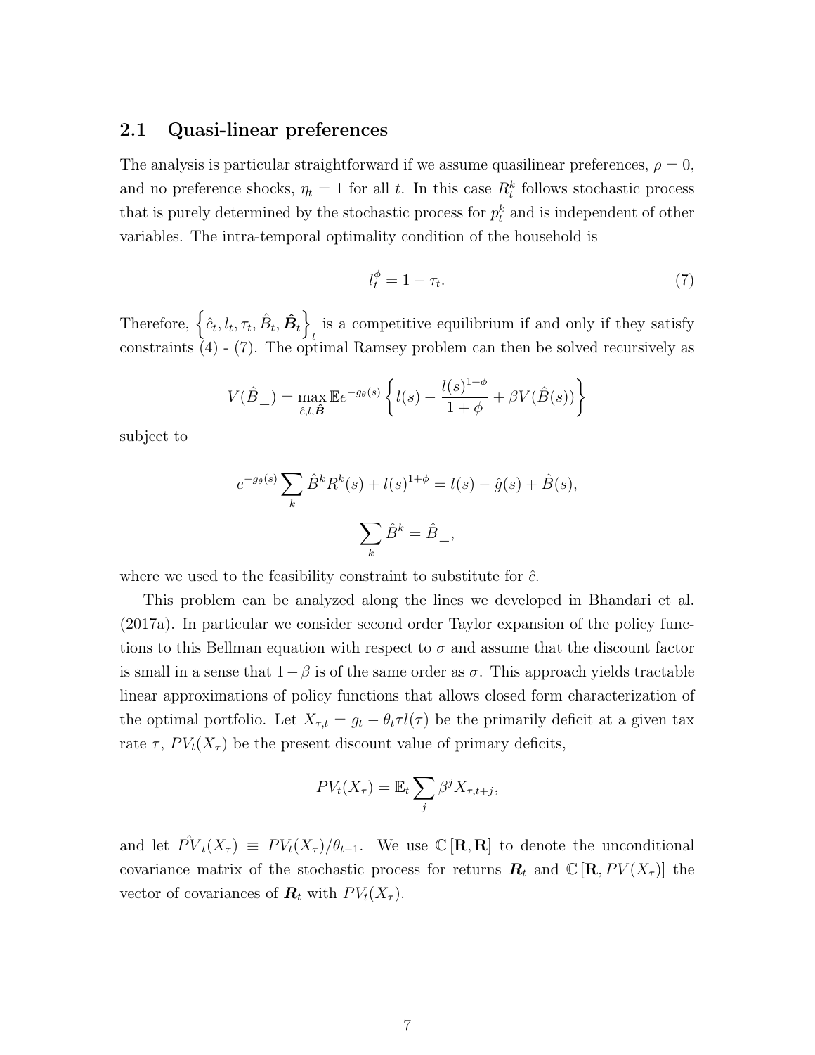### 2.1 Quasi-linear preferences

The analysis is particular straightforward if we assume quasilinear preferences, $\rho = 0$, and no preference shocks, $\eta_t = 1$ for all $t$. In this case $R_t^k$ follows stochastic process that is purely determined by the stochastic process for $p_t^k$ and is independent of other variables. The intra-temporal optimality condition of the household is

$$l_t^{\phi} = 1 - \tau_t. \tag{7}$$

Therefore, $\left\{\hat{c}_t, l_t, \tau_t, \hat{B}_t, \hat{\boldsymbol{B}}_t\right\}_t$ is a competitive equilibrium if and only if they satisfy constraints (4) - (7). The optimal Ramsey problem can then be solved recursively as

$$V(\hat{B}\_) = \max_{\hat{c}, l, \hat{\boldsymbol{B}}} \mathbb{E} e^{-g_\theta(s)} \left\{ l(s) - \frac{l(s)^{1+\phi}}{1+\phi} + \beta V(\hat{B}(s)) \right\}$$

subject to

$$e^{-g_\theta(s)} \sum_k \hat{B}^k R^k(s) + l(s)^{1+\phi} = l(s) - \hat{g}(s) + \hat{B}(s),$$

$$\sum_k \hat{B}^k = \hat{B}\_,$$

where we used to the feasibility constraint to substitute for $\hat{c}$.

This problem can be analyzed along the lines we developed in Bhandari et al. (2017a). In particular we consider second order Taylor expansion of the policy functions to this Bellman equation with respect to $\sigma$ and assume that the discount factor is small in a sense that $1-\beta$ is of the same order as $\sigma$. This approach yields tractable linear approximations of policy functions that allows closed form characterization of the optimal portfolio. Let $X_{\tau,t} = g_t - \theta_t \tau l(\tau)$ be the primarily deficit at a given tax rate $\tau$, $PV_t(X_\tau)$ be the present discount value of primary deficits,

$$PV_t(X_\tau) = \mathbb{E}_t \sum_j \beta^j X_{\tau,t+j},$$

and let $\hat{PV}_t(X_\tau) \equiv PV_t(X_\tau)/\theta_{t-1}$. We use $\mathbb{C}[\mathbf{R}, \mathbf{R}]$ to denote the unconditional covariance matrix of the stochastic process for returns $\boldsymbol{R}_t$ and $\mathbb{C}[\mathbf{R}, PV(X_\tau)]$ the vector of covariances of $\boldsymbol{R}_t$ with $PV_t(X_\tau)$.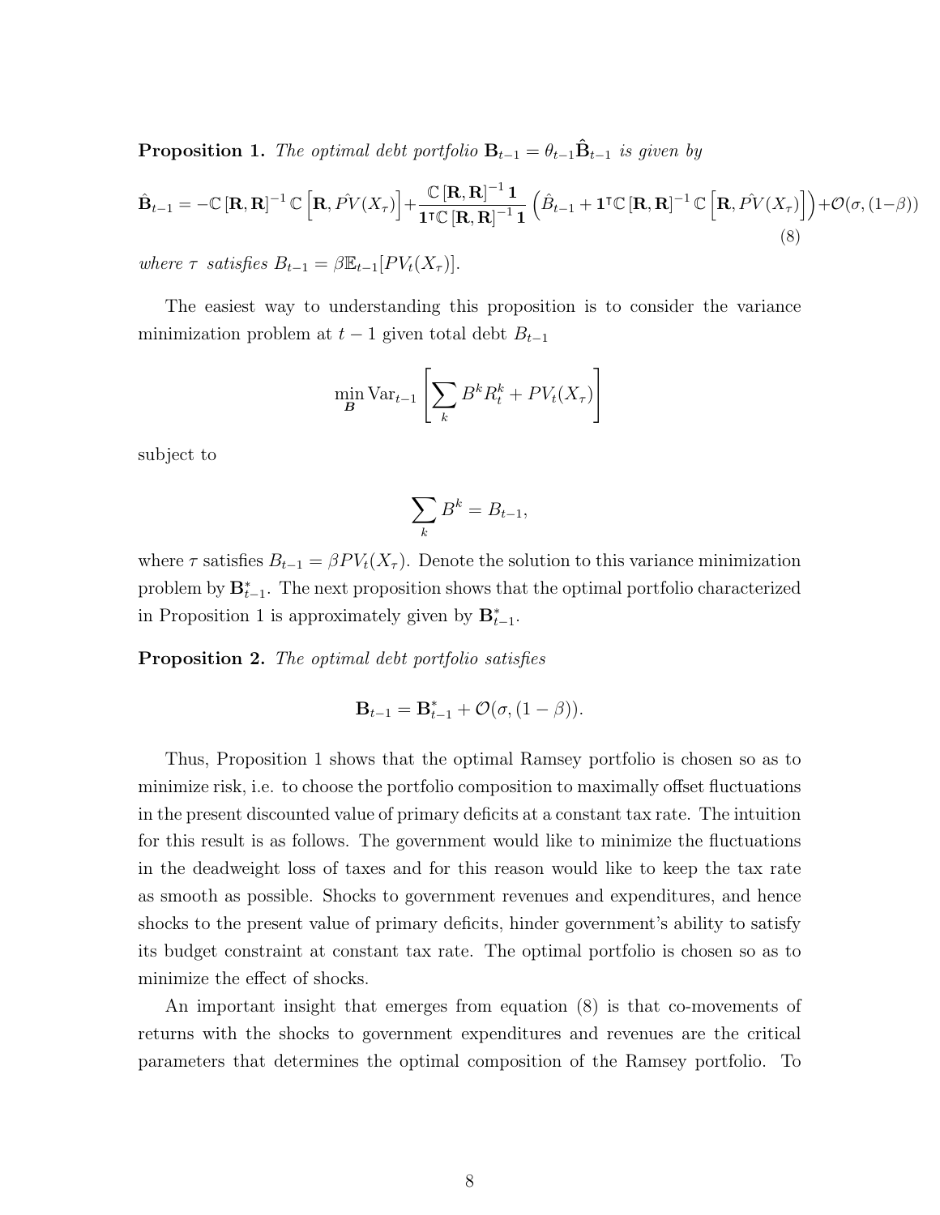**Proposition 1.** *The optimal debt portfolio* $\mathbf{B}_{t-1} = \theta_{t-1}\hat{\mathbf{B}}_{t-1}$ *is given by*

$$\hat{\mathbf{B}}_{t-1} = -\mathbb{C}\left[\mathbf{R},\mathbf{R}\right]^{-1}\mathbb{C}\left[\mathbf{R},\hat{PV}(X_\tau)\right] + \frac{\mathbb{C}\left[\mathbf{R},\mathbf{R}\right]^{-1}\mathbf{1}}{\mathbf{1}^\intercal\mathbb{C}\left[\mathbf{R},\mathbf{R}\right]^{-1}\mathbf{1}}\left(\hat{B}_{t-1} + \mathbf{1}^\intercal\mathbb{C}\left[\mathbf{R},\mathbf{R}\right]^{-1}\mathbb{C}\left[\mathbf{R},\hat{PV}(X_\tau)\right]\right) + \mathcal{O}(\sigma,(1-\beta)) \tag{8}$$

*where* $\tau$ *satisfies* $B_{t-1} = \beta\mathbb{E}_{t-1}[PV_t(X_\tau)]$.

The easiest way to understanding this proposition is to consider the variance minimization problem at $t-1$ given total debt $B_{t-1}$

$$\min_{\boldsymbol{B}} \mathrm{Var}_{t-1}\left[\sum_k B^k R^k_t + PV_t(X_\tau)\right]$$

subject to

$$\sum_k B^k = B_{t-1},$$

where $\tau$ satisfies $B_{t-1} = \beta PV_t(X_\tau)$. Denote the solution to this variance minimization problem by $\mathbf{B}^*_{t-1}$. The next proposition shows that the optimal portfolio characterized in Proposition 1 is approximately given by $\mathbf{B}^*_{t-1}$.

**Proposition 2.** *The optimal debt portfolio satisfies*

$$\mathbf{B}_{t-1} = \mathbf{B}^*_{t-1} + \mathcal{O}(\sigma,(1-\beta)).$$

Thus, Proposition 1 shows that the optimal Ramsey portfolio is chosen so as to minimize risk, i.e. to choose the portfolio composition to maximally offset fluctuations in the present discounted value of primary deficits at a constant tax rate. The intuition for this result is as follows. The government would like to minimize the fluctuations in the deadweight loss of taxes and for this reason would like to keep the tax rate as smooth as possible. Shocks to government revenues and expenditures, and hence shocks to the present value of primary deficits, hinder government's ability to satisfy its budget constraint at constant tax rate. The optimal portfolio is chosen so as to minimize the effect of shocks.

An important insight that emerges from equation (8) is that co-movements of returns with the shocks to government expenditures and revenues are the critical parameters that determines the optimal composition of the Ramsey portfolio. To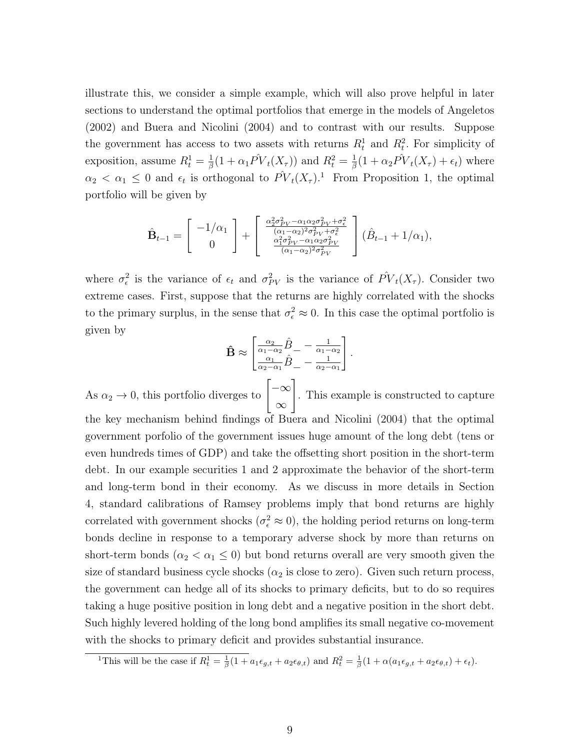illustrate this, we consider a simple example, which will also prove helpful in later sections to understand the optimal portfolios that emerge in the models of Angeletos (2002) and Buera and Nicolini (2004) and to contrast with our results. Suppose the government has access to two assets with returns $R_t^1$ and $R_t^2$. For simplicity of exposition, assume $R_t^1 = \frac{1}{\beta}(1 + \alpha_1 \hat{PV}_t(X_\tau))$ and $R_t^2 = \frac{1}{\beta}(1 + \alpha_2 \hat{PV}_t(X_\tau) + \epsilon_t)$ where $\alpha_2 < \alpha_1 \leq 0$ and $\epsilon_t$ is orthogonal to $\hat{PV}_t(X_\tau)$.[1] From Proposition 1, the optimal portfolio will be given by

$$\hat{\mathbf{B}}_{t-1} = \begin{bmatrix} -1/\alpha_1 \\ 0 \end{bmatrix} + \begin{bmatrix} \frac{\alpha_2^2 \sigma_{PV}^2 - \alpha_1 \alpha_2 \sigma_{PV}^2 + \sigma_\epsilon^2}{(\alpha_1 - \alpha_2)^2 \sigma_{PV}^2 + \sigma_\epsilon^2} \\ \frac{\alpha_1^2 \sigma_{PV}^2 - \alpha_1 \alpha_2 \sigma_{PV}^2}{(\alpha_1 - \alpha_2)^2 \sigma_{PV}^2} \end{bmatrix} (\hat{B}_{t-1} + 1/\alpha_1),$$

where $\sigma_\epsilon^2$ is the variance of $\epsilon_t$ and $\sigma_{PV}^2$ is the variance of $\hat{PV}_t(X_\tau)$. Consider two extreme cases. First, suppose that the returns are highly correlated with the shocks to the primary surplus, in the sense that $\sigma_\epsilon^2 \approx 0$. In this case the optimal portfolio is given by

$$\hat{\mathbf{B}} \approx \begin{bmatrix} \frac{\alpha_2}{\alpha_1 - \alpha_2} \hat{B}_- - \frac{1}{\alpha_1 - \alpha_2} \\ \frac{\alpha_1}{\alpha_2 - \alpha_1} \hat{B}_- - \frac{1}{\alpha_2 - \alpha_1} \end{bmatrix}.$$

As $\alpha_2 \to 0$, this portfolio diverges to $\begin{bmatrix} -\infty \\ \infty \end{bmatrix}$. This example is constructed to capture the key mechanism behind findings of Buera and Nicolini (2004) that the optimal government porfolio of the government issues huge amount of the long debt (tens or even hundreds times of GDP) and take the offsetting short position in the short-term debt. In our example securities 1 and 2 approximate the behavior of the short-term and long-term bond in their economy. As we discuss in more details in Section 4, standard calibrations of Ramsey problems imply that bond returns are highly correlated with government shocks ($\sigma_\epsilon^2 \approx 0$), the holding period returns on long-term bonds decline in response to a temporary adverse shock by more than returns on short-term bonds ($\alpha_2 < \alpha_1 \leq 0$) but bond returns overall are very smooth given the size of standard business cycle shocks ($\alpha_2$ is close to zero). Given such return process, the government can hedge all of its shocks to primary deficits, but to do so requires taking a huge positive position in long debt and a negative position in the short debt. Such highly levered holding of the long bond amplifies its small negative co-movement with the shocks to primary deficit and provides substantial insurance.

[1] This will be the case if $R_t^1 = \frac{1}{\beta}(1 + a_1 \epsilon_{g,t} + a_2 \epsilon_{\theta,t})$ and $R_t^2 = \frac{1}{\beta}(1 + \alpha(a_1 \epsilon_{g,t} + a_2 \epsilon_{\theta,t}) + \epsilon_t)$.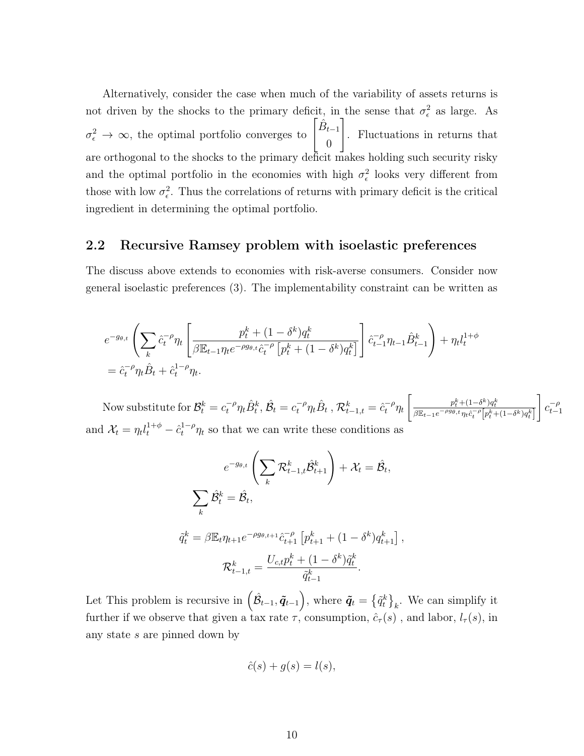Alternatively, consider the case when much of the variability of assets returns is not driven by the shocks to the primary deficit, in the sense that $\sigma_\epsilon^2$ as large. As $\sigma_\epsilon^2 \to \infty$, the optimal portfolio converges to $\begin{bmatrix} \hat{B}_{t-1} \\ 0 \end{bmatrix}$. Fluctuations in returns that are orthogonal to the shocks to the primary deficit makes holding such security risky and the optimal portfolio in the economies with high $\sigma_\epsilon^2$ looks very different from those with low $\sigma_\epsilon^2$. Thus the correlations of returns with primary deficit is the critical ingredient in determining the optimal portfolio.

## 2.2 Recursive Ramsey problem with isoelastic preferences

The discuss above extends to economies with risk-averse consumers. Consider now general isoelastic preferences (3). The implementability constraint can be written as

$$
\begin{aligned}
& e^{-g_{\theta,t}} \left( \sum_k \hat{c}_t^{-\rho} \eta_t \left[ \frac{p_t^k + (1-\delta^k) q_t^k}{\beta \mathbb{E}_{t-1} \eta_t e^{-\rho g_{\theta,t}} \hat{c}_t^{-\rho} \left[ p_t^k + (1-\delta^k) q_t^k \right]} \right] \hat{c}_{t-1}^{-\rho} \eta_{t-1} \hat{B}_{t-1}^k \right) + \eta_t l_t^{1+\phi} \\
& = \hat{c}_t^{-\rho} \eta_t \hat{B}_t + \hat{c}_t^{1-\rho} \eta_t.
\end{aligned}
$$

Now substitute for $\mathcal{B}_t^k = c_t^{-\rho} \eta_t \hat{B}_t^k$, $\hat{\mathcal{B}}_t = c_t^{-\rho} \eta_t \hat{B}_t$ , $\mathcal{R}_{t-1,t}^k = \hat{c}_t^{-\rho} \eta_t \left[ \frac{p_t^k + (1-\delta^k) q_t^k}{\beta \mathbb{E}_{t-1} e^{-\rho g_{\theta,t}} \eta_t \hat{c}_t^{-\rho} \left[ p_t^k + (1-\delta^k) q_t^k \right]} \right] c_{t-1}^{-\rho}$ and $\mathcal{X}_t = \eta_t l_t^{1+\phi} - \hat{c}_t^{1-\rho} \eta_t$ so that we can write these conditions as

$$
e^{-g_{\theta,t}} \left( \sum_k \mathcal{R}_{t-1,t}^k \hat{\mathcal{B}}_{t+1}^k \right) + \mathcal{X}_t = \hat{\mathcal{B}}_t,
$$

$$
\sum_k \hat{\mathcal{B}}_t^k = \hat{\mathcal{B}}_t,
$$

$$
\tilde{q}_t^k = \beta \mathbb{E}_t \eta_{t+1} e^{-\rho g_{\theta,t+1}} \hat{c}_{t+1}^{-\rho} \left[ p_{t+1}^k + (1-\delta^k) q_{t+1}^k \right],
$$

$$
\mathcal{R}_{t-1,t}^k = \frac{U_{c,t} p_t^k + (1-\delta^k) \tilde{q}_t^k}{\tilde{q}_{t-1}^k}.
$$

Let This problem is recursive in $\left( \hat{\mathcal{B}}_{t-1}, \tilde{\boldsymbol{q}}_{t-1} \right)$, where $\tilde{\boldsymbol{q}}_t = \left\{ \tilde{q}_t^k \right\}_k$. We can simplify it further if we observe that given a tax rate $\tau$, consumption, $\hat{c}_\tau(s)$ , and labor, $l_\tau(s)$, in any state $s$ are pinned down by

$$
\hat{c}(s) + g(s) = l(s),
$$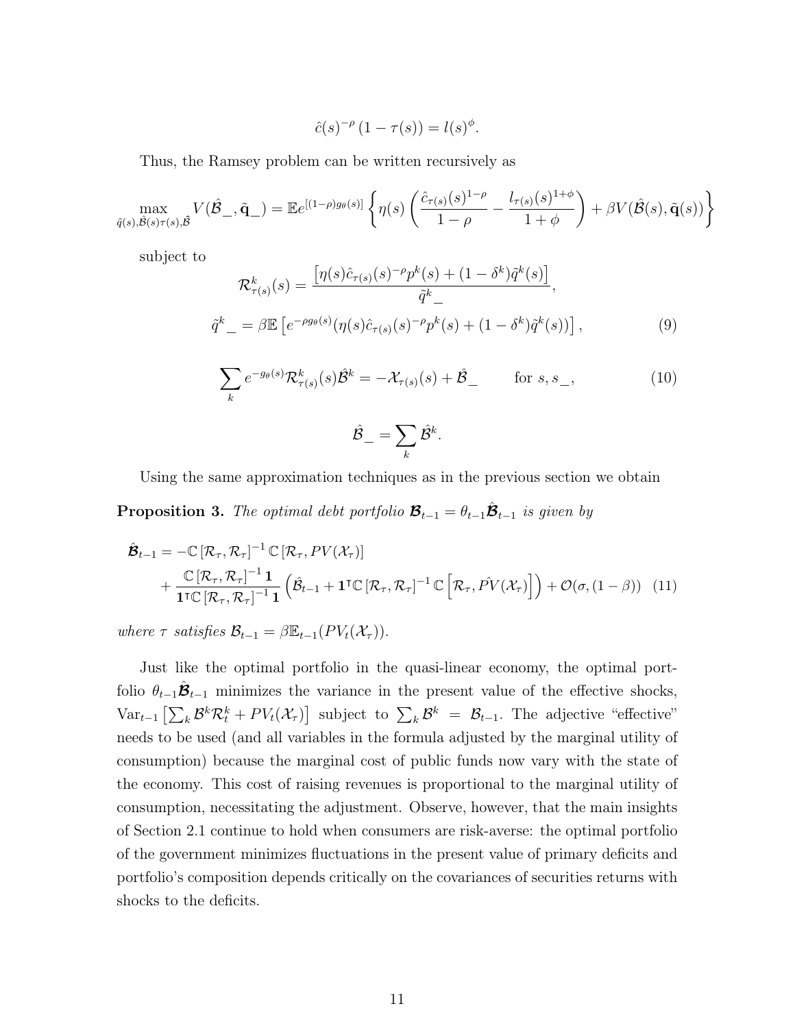$$\hat{c}(s)^{-\rho}(1-\tau(s)) = l(s)^{\phi}.$$

Thus, the Ramsey problem can be written recursively as

$$\max_{\tilde{q}(s),\hat{\mathcal{B}}(s)\tau(s),\hat{\mathcal{B}}} V(\hat{\mathcal{B}}\_,\tilde{\mathbf{q}}\_) = \mathbb{E}e^{[(1-\rho)g_\theta(s)]}\left\{\eta(s)\left(\frac{\hat{c}_{\tau(s)}(s)^{1-\rho}}{1-\rho} - \frac{l_{\tau(s)}(s)^{1+\phi}}{1+\phi}\right) + \beta V(\hat{\mathcal{B}}(s),\tilde{\mathbf{q}}(s))\right\}$$

subject to

$$\mathcal{R}^k_{\tau(s)}(s) = \frac{\left[\eta(s)\hat{c}_{\tau(s)}(s)^{-\rho}p^k(s) + (1-\delta^k)\tilde{q}^k(s)\right]}{\tilde{q}^k\_},$$

$$\tilde{q}^k\_ = \beta\mathbb{E}\left[e^{-\rho g_\theta(s)}(\eta(s)\hat{c}_{\tau(s)}(s)^{-\rho}p^k(s) + (1-\delta^k)\tilde{q}^k(s))\right], \tag{9}$$

$$\sum_k e^{-g_\theta(s)}\mathcal{R}^k_{\tau(s)}(s)\hat{\mathcal{B}}^k = -\mathcal{X}_{\tau(s)}(s) + \hat{\mathcal{B}}\_ \qquad \text{for } s, s\_, \tag{10}$$

$$\hat{\mathcal{B}}\_ = \sum_k \hat{\mathcal{B}}^k.$$

Using the same approximation techniques as in the previous section we obtain

**Proposition 3.** *The optimal debt portfolio $\boldsymbol{\mathcal{B}}_{t-1} = \theta_{t-1}\hat{\boldsymbol{\mathcal{B}}}_{t-1}$ is given by*

$$\begin{aligned}\hat{\boldsymbol{\mathcal{B}}}_{t-1} &= -\mathbb{C}\left[\mathcal{R}_\tau,\mathcal{R}_\tau\right]^{-1}\mathbb{C}\left[\mathcal{R}_\tau, PV(\mathcal{X}_\tau)\right] \\ &\quad + \frac{\mathbb{C}\left[\mathcal{R}_\tau,\mathcal{R}_\tau\right]^{-1}\mathbf{1}}{\mathbf{1}^\intercal\mathbb{C}\left[\mathcal{R}_\tau,\mathcal{R}_\tau\right]^{-1}\mathbf{1}}\left(\hat{\mathcal{B}}_{t-1} + \mathbf{1}^\intercal\mathbb{C}\left[\mathcal{R}_\tau,\mathcal{R}_\tau\right]^{-1}\mathbb{C}\left[\mathcal{R}_\tau,\hat{PV}(\mathcal{X}_\tau)\right]\right) + \mathcal{O}(\sigma,(1-\beta)) \end{aligned} \tag{11}$$

*where $\tau$ satisfies $\mathcal{B}_{t-1} = \beta\mathbb{E}_{t-1}(PV_t(\mathcal{X}_\tau))$.*

Just like the optimal portfolio in the quasi-linear economy, the optimal portfolio $\theta_{t-1}\hat{\boldsymbol{\mathcal{B}}}_{t-1}$ minimizes the variance in the present value of the effective shocks, $\mathrm{Var}_{t-1}\left[\sum_k \mathcal{B}^k\mathcal{R}^k_t + PV_t(\mathcal{X}_\tau)\right]$ subject to $\sum_k \mathcal{B}^k = \mathcal{B}_{t-1}$. The adjective "effective" needs to be used (and all variables in the formula adjusted by the marginal utility of consumption) because the marginal cost of public funds now vary with the state of the economy. This cost of raising revenues is proportional to the marginal utility of consumption, necessitating the adjustment. Observe, however, that the main insights of Section 2.1 continue to hold when consumers are risk-averse: the optimal portfolio of the government minimizes fluctuations in the present value of primary deficits and portfolio's composition depends critically on the covariances of securities returns with shocks to the deficits.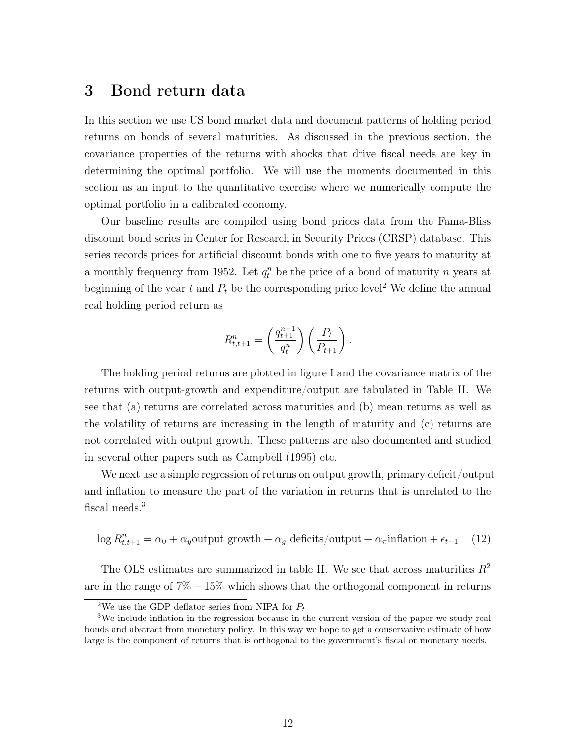## 3 Bond return data

In this section we use US bond market data and document patterns of holding period returns on bonds of several maturities. As discussed in the previous section, the covariance properties of the returns with shocks that drive fiscal needs are key in determining the optimal portfolio. We will use the moments documented in this section as an input to the quantitative exercise where we numerically compute the optimal portfolio in a calibrated economy.

Our baseline results are compiled using bond prices data from the Fama-Bliss discount bond series in Center for Research in Security Prices (CRSP) database. This series records prices for artificial discount bonds with one to five years to maturity at a monthly frequency from 1952. Let $q_t^n$ be the price of a bond of maturity $n$ years at beginning of the year $t$ and $P_t$ be the corresponding price level[2] We define the annual real holding period return as

$$R_{t,t+1}^n = \left(\frac{q_{t+1}^{n-1}}{q_t^n}\right)\left(\frac{P_t}{P_{t+1}}\right).$$

The holding period returns are plotted in figure I and the covariance matrix of the returns with output-growth and expenditure/output are tabulated in Table II. We see that (a) returns are correlated across maturities and (b) mean returns as well as the volatility of returns are increasing in the length of maturity and (c) returns are not correlated with output growth. These patterns are also documented and studied in several other papers such as Campbell (1995) etc.

We next use a simple regression of returns on output growth, primary deficit/output and inflation to measure the part of the variation in returns that is unrelated to the fiscal needs.[3]

$$\log R_{t,t+1}^n = \alpha_0 + \alpha_y \text{output growth} + \alpha_g \text{ deficits/output} + \alpha_\pi \text{inflation} + \epsilon_{t+1} \quad (12)$$

The OLS estimates are summarized in table II. We see that across maturities $R^2$ are in the range of $7\% - 15\%$ which shows that the orthogonal component in returns

[2] We use the GDP deflator series from NIPA for $P_t$

[3] We include inflation in the regression because in the current version of the paper we study real bonds and abstract from monetary policy. In this way we hope to get a conservative estimate of how large is the component of returns that is orthogonal to the government's fiscal or monetary needs.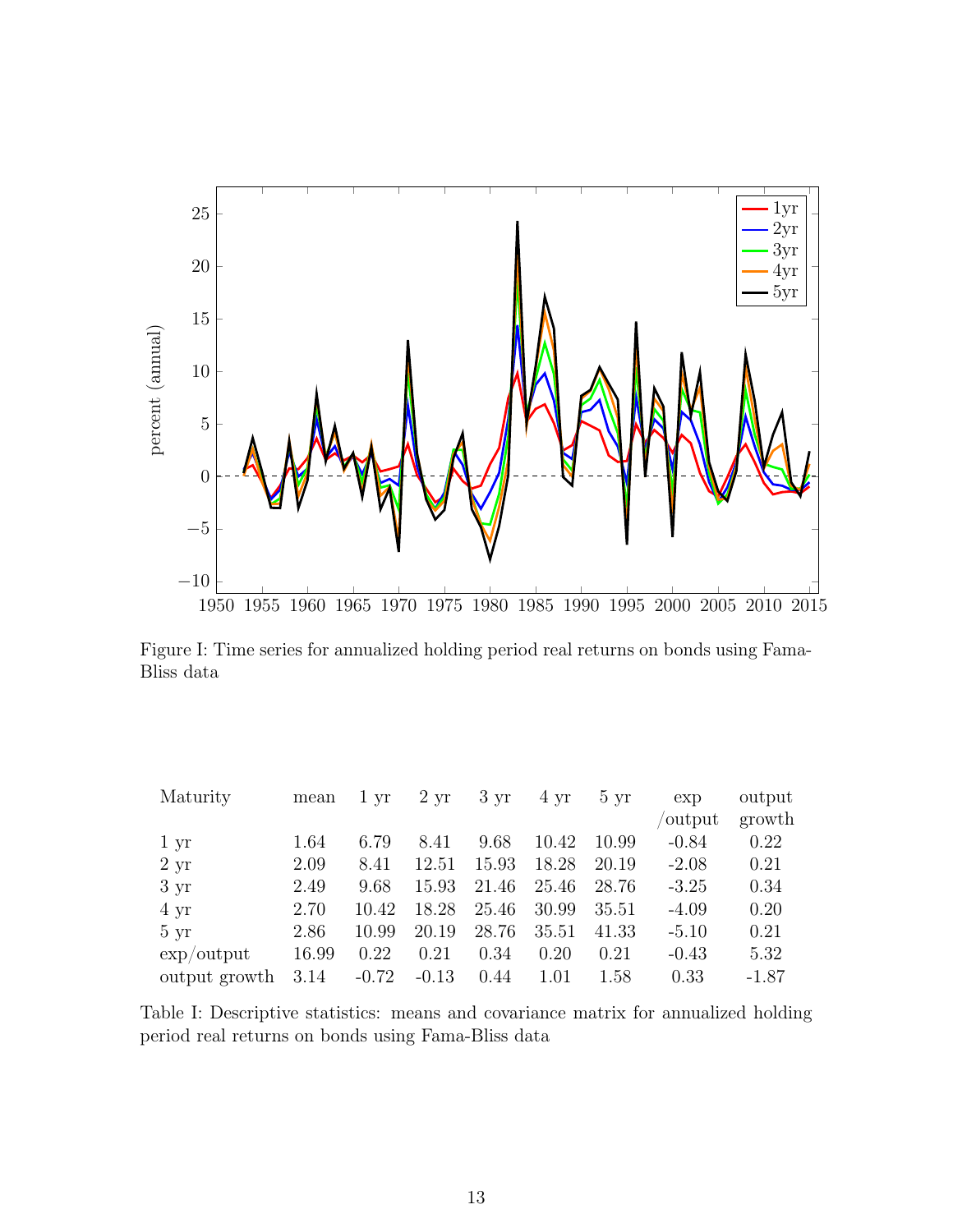Figure I: Time series for annualized holding period real returns on bonds using Fama-Bliss data

| Maturity | mean | 1 yr | 2 yr | 3 yr | 4 yr | 5 yr | exp /output | output growth |
|---|---|---|---|---|---|---|---|---|
| 1 yr | 1.64 | 6.79 | 8.41 | 9.68 | 10.42 | 10.99 | -0.84 | 0.22 |
| 2 yr | 2.09 | 8.41 | 12.51 | 15.93 | 18.28 | 20.19 | -2.08 | 0.21 |
| 3 yr | 2.49 | 9.68 | 15.93 | 21.46 | 25.46 | 28.76 | -3.25 | 0.34 |
| 4 yr | 2.70 | 10.42 | 18.28 | 25.46 | 30.99 | 35.51 | -4.09 | 0.20 |
| 5 yr | 2.86 | 10.99 | 20.19 | 28.76 | 35.51 | 41.33 | -5.10 | 0.21 |
| exp/output | 16.99 | 0.22 | 0.21 | 0.34 | 0.20 | 0.21 | -0.43 | 5.32 |
| output growth | 3.14 | -0.72 | -0.13 | 0.44 | 1.01 | 1.58 | 0.33 | -1.87 |

Table I: Descriptive statistics: means and covariance matrix for annualized holding period real returns on bonds using Fama-Bliss data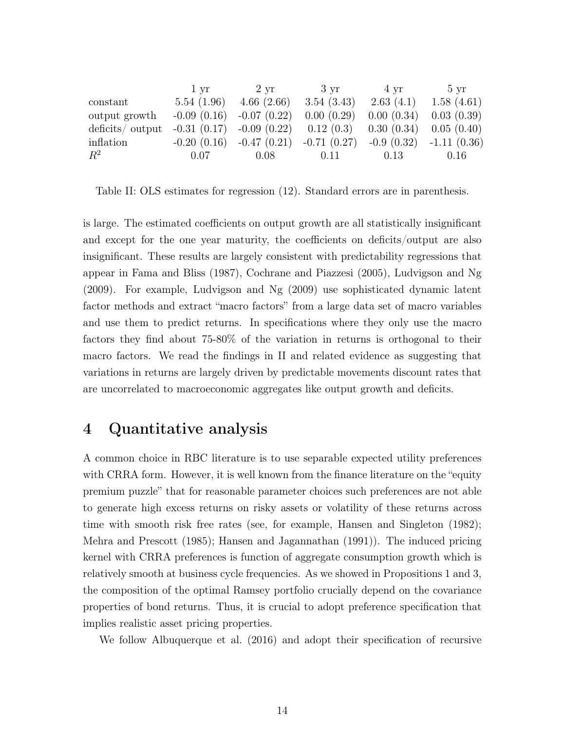| | 1 yr | 2 yr | 3 yr | 4 yr | 5 yr |
|---|---|---|---|---|---|
| constant | 5.54 (1.96) | 4.66 (2.66) | 3.54 (3.43) | 2.63 (4.1) | 1.58 (4.61) |
| output growth | -0.09 (0.16) | -0.07 (0.22) | 0.00 (0.29) | 0.00 (0.34) | 0.03 (0.39) |
| deficits/ output | -0.31 (0.17) | -0.09 (0.22) | 0.12 (0.3) | 0.30 (0.34) | 0.05 (0.40) |
| inflation | -0.20 (0.16) | -0.47 (0.21) | -0.71 (0.27) | -0.9 (0.32) | -1.11 (0.36) |
| $R^2$ | 0.07 | 0.08 | 0.11 | 0.13 | 0.16 |

Table II: OLS estimates for regression (12). Standard errors are in parenthesis.

is large. The estimated coefficients on output growth are all statistically insignificant and except for the one year maturity, the coefficients on deficits/output are also insignificant. These results are largely consistent with predictability regressions that appear in Fama and Bliss (1987), Cochrane and Piazzesi (2005), Ludvigson and Ng (2009). For example, Ludvigson and Ng (2009) use sophisticated dynamic latent factor methods and extract "macro factors" from a large data set of macro variables and use them to predict returns. In specifications where they only use the macro factors they find about 75-80% of the variation in returns is orthogonal to their macro factors. We read the findings in II and related evidence as suggesting that variations in returns are largely driven by predictable movements discount rates that are uncorrelated to macroeconomic aggregates like output growth and deficits.

# 4 Quantitative analysis

A common choice in RBC literature is to use separable expected utility preferences with CRRA form. However, it is well known from the finance literature on the "equity premium puzzle" that for reasonable parameter choices such preferences are not able to generate high excess returns on risky assets or volatility of these returns across time with smooth risk free rates (see, for example, Hansen and Singleton (1982); Mehra and Prescott (1985); Hansen and Jagannathan (1991)). The induced pricing kernel with CRRA preferences is function of aggregate consumption growth which is relatively smooth at business cycle frequencies. As we showed in Propositions 1 and 3, the composition of the optimal Ramsey portfolio crucially depend on the covariance properties of bond returns. Thus, it is crucial to adopt preference specification that implies realistic asset pricing properties.

We follow Albuquerque et al. (2016) and adopt their specification of recursive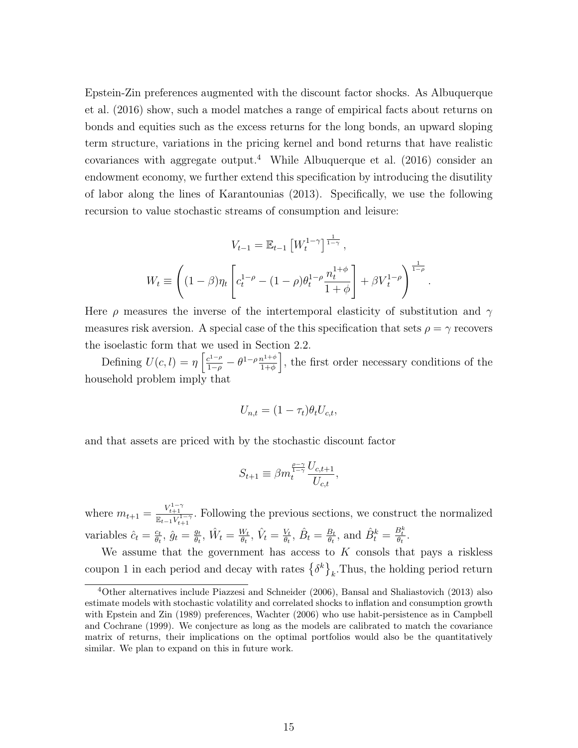Epstein-Zin preferences augmented with the discount factor shocks. As Albuquerque et al. (2016) show, such a model matches a range of empirical facts about returns on bonds and equities such as the excess returns for the long bonds, an upward sloping term structure, variations in the pricing kernel and bond returns that have realistic covariances with aggregate output.[4] While Albuquerque et al. (2016) consider an endowment economy, we further extend this specification by introducing the disutility of labor along the lines of Karantounias (2013). Specifically, we use the following recursion to value stochastic streams of consumption and leisure:

$$V_{t-1} = \mathbb{E}_{t-1}\left[W_t^{1-\gamma}\right]^{\frac{1}{1-\gamma}},$$

$$W_t \equiv \left((1-\beta)\eta_t\left[c_t^{1-\rho} - (1-\rho)\theta_t^{1-\rho}\frac{n_t^{1+\phi}}{1+\phi}\right] + \beta V_t^{1-\rho}\right)^{\frac{1}{1-\rho}}.$$

Here $\rho$ measures the inverse of the intertemporal elasticity of substitution and $\gamma$ measures risk aversion. A special case of the this specification that sets $\rho = \gamma$ recovers the isoelastic form that we used in Section 2.2.

Defining $U(c,l) = \eta\left[\frac{c^{1-\rho}}{1-\rho} - \theta^{1-\rho}\frac{n^{1+\phi}}{1+\phi}\right]$, the first order necessary conditions of the household problem imply that

$$U_{n,t} = (1-\tau_t)\theta_t U_{c,t},$$

and that assets are priced with by the stochastic discount factor

$$S_{t+1} \equiv \beta m_t^{\frac{\rho-\gamma}{1-\gamma}}\frac{U_{c,t+1}}{U_{c,t}},$$

where $m_{t+1} = \frac{V_{t+1}^{1-\gamma}}{\mathbb{E}_{t-1}V_{t+1}^{1-\gamma}}$. Following the previous sections, we construct the normalized variables $\hat{c}_t = \frac{c_t}{\theta_t}$, $\hat{g}_t = \frac{g_t}{\theta_t}$, $\hat{W}_t = \frac{W_t}{\theta_t}$, $\hat{V}_t = \frac{V_t}{\theta_t}$, $\hat{B}_t = \frac{B_t}{\theta_t}$, and $\hat{B}_t^k = \frac{B_t^k}{\theta_t}$.

We assume that the government has access to $K$ consols that pays a riskless coupon 1 in each period and decay with rates $\left\{\delta^k\right\}_k$.Thus, the holding period return

---

[4] Other alternatives include Piazzesi and Schneider (2006), Bansal and Shaliastovich (2013) also estimate models with stochastic volatility and correlated shocks to inflation and consumption growth with Epstein and Zin (1989) preferences, Wachter (2006) who use habit-persistence as in Campbell and Cochrane (1999). We conjecture as long as the models are calibrated to match the covariance matrix of returns, their implications on the optimal portfolios would also be the quantitatively similar. We plan to expand on this in future work.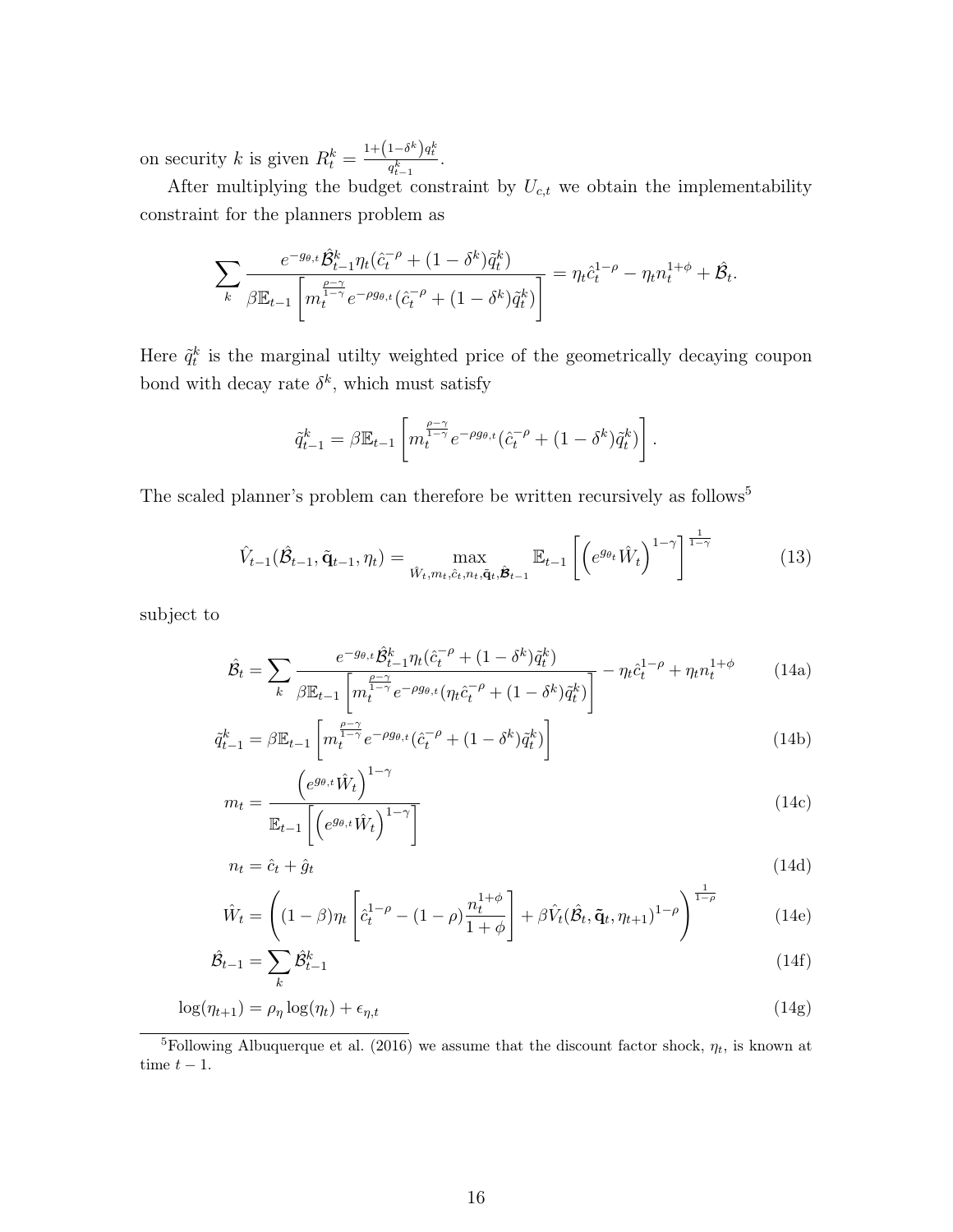on security $k$ is given $R_t^k = \frac{1+\left(1-\delta^k\right)q_t^k}{q_{t-1}^k}$.

After multiplying the budget constraint by $U_{c,t}$ we obtain the implementability constraint for the planners problem as

$$\sum_k \frac{e^{-g_{\theta,t}}\hat{\mathcal{B}}_{t-1}^k \eta_t(\hat{c}_t^{-\rho} + (1-\delta^k)\tilde{q}_t^k)}{\beta\mathbb{E}_{t-1}\left[m_t^{\frac{\rho-\gamma}{1-\gamma}} e^{-\rho g_{\theta,t}}(\hat{c}_t^{-\rho} + (1-\delta^k)\tilde{q}_t^k)\right]} = \eta_t \hat{c}_t^{1-\rho} - \eta_t n_t^{1+\phi} + \hat{\mathcal{B}}_t.$$

Here $\tilde{q}_t^k$ is the marginal utilty weighted price of the geometrically decaying coupon bond with decay rate $\delta^k$, which must satisfy

$$\tilde{q}_{t-1}^k = \beta\mathbb{E}_{t-1}\left[m_t^{\frac{\rho-\gamma}{1-\gamma}} e^{-\rho g_{\theta,t}}(\hat{c}_t^{-\rho} + (1-\delta^k)\tilde{q}_t^k)\right].$$

The scaled planner's problem can therefore be written recursively as follows[5]

$$\hat{V}_{t-1}(\hat{\mathcal{B}}_{t-1}, \tilde{\mathbf{q}}_{t-1}, \eta_t) = \max_{\hat{W}_t, m_t, \hat{c}_t, n_t, \tilde{\mathbf{q}}_t, \hat{\boldsymbol{\mathcal{B}}}_{t-1}} \mathbb{E}_{t-1}\left[\left(e^{g_{\theta_t}}\hat{W}_t\right)^{1-\gamma}\right]^{\frac{1}{1-\gamma}} \tag{13}$$

subject to

$$\hat{\mathcal{B}}_t = \sum_k \frac{e^{-g_{\theta,t}}\hat{\mathcal{B}}_{t-1}^k \eta_t(\hat{c}_t^{-\rho} + (1-\delta^k)\tilde{q}_t^k)}{\beta\mathbb{E}_{t-1}\left[m_t^{\frac{\rho-\gamma}{1-\gamma}} e^{-\rho g_{\theta,t}}(\eta_t\hat{c}_t^{-\rho} + (1-\delta^k)\tilde{q}_t^k)\right]} - \eta_t\hat{c}_t^{1-\rho} + \eta_t n_t^{1+\phi} \tag{14a}$$

$$\tilde{q}_{t-1}^k = \beta\mathbb{E}_{t-1}\left[m_t^{\frac{\rho-\gamma}{1-\gamma}} e^{-\rho g_{\theta,t}}(\hat{c}_t^{-\rho} + (1-\delta^k)\tilde{q}_t^k)\right] \tag{14b}$$

$$m_t = \frac{\left(e^{g_{\theta,t}}\hat{W}_t\right)^{1-\gamma}}{\mathbb{E}_{t-1}\left[\left(e^{g_{\theta,t}}\hat{W}_t\right)^{1-\gamma}\right]} \tag{14c}$$

$$n_t = \hat{c}_t + \hat{g}_t \tag{14d}$$

$$\hat{W}_t = \left((1-\beta)\eta_t\left[\hat{c}_t^{1-\rho} - (1-\rho)\frac{n_t^{1+\phi}}{1+\phi}\right] + \beta\hat{V}_t(\hat{\mathcal{B}}_t, \tilde{\mathbf{q}}_t, \eta_{t+1})^{1-\rho}\right)^{\frac{1}{1-\rho}} \tag{14e}$$

$$\hat{\mathcal{B}}_{t-1} = \sum_k \hat{\mathcal{B}}_{t-1}^k \tag{14f}$$

$$\log(\eta_{t+1}) = \rho_\eta \log(\eta_t) + \epsilon_{\eta,t} \tag{14g}$$

[5] Following Albuquerque et al. (2016) we assume that the discount factor shock, $\eta_t$, is known at time $t-1$.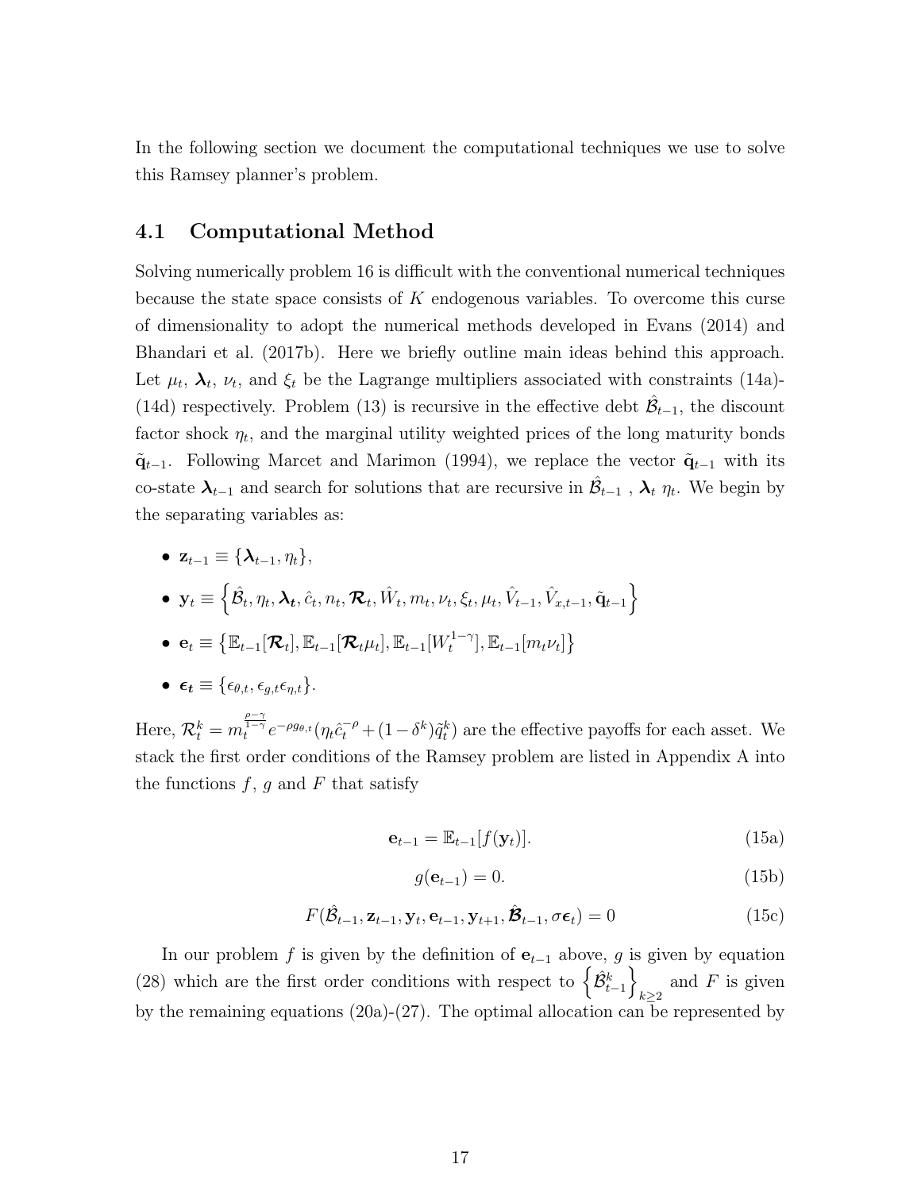In the following section we document the computational techniques we use to solve this Ramsey planner's problem.

## 4.1 Computational Method

Solving numerically problem 16 is difficult with the conventional numerical techniques because the state space consists of $K$ endogenous variables. To overcome this curse of dimensionality to adopt the numerical methods developed in Evans (2014) and Bhandari et al. (2017b). Here we briefly outline main ideas behind this approach. Let $\mu_t$, $\boldsymbol{\lambda}_t$, $\nu_t$, and $\xi_t$ be the Lagrange multipliers associated with constraints (14a)-(14d) respectively. Problem (13) is recursive in the effective debt $\hat{\mathcal{B}}_{t-1}$, the discount factor shock $\eta_t$, and the marginal utility weighted prices of the long maturity bonds $\tilde{\mathbf{q}}_{t-1}$. Following Marcet and Marimon (1994), we replace the vector $\tilde{\mathbf{q}}_{t-1}$ with its co-state $\boldsymbol{\lambda}_{t-1}$ and search for solutions that are recursive in $\hat{\mathcal{B}}_{t-1}$ , $\boldsymbol{\lambda}_t$ $\eta_t$. We begin by the separating variables as:

- $\mathbf{z}_{t-1} \equiv \{\boldsymbol{\lambda}_{t-1}, \eta_t\}$,
- $\mathbf{y}_t \equiv \left\{\hat{\mathcal{B}}_t, \eta_t, \boldsymbol{\lambda}_t, \hat{c}_t, n_t, \boldsymbol{\mathcal{R}}_t, \hat{W}_t, m_t, \nu_t, \xi_t, \mu_t, \hat{V}_{t-1}, \hat{V}_{x,t-1}, \tilde{\mathbf{q}}_{t-1}\right\}$
- $\mathbf{e}_t \equiv \left\{\mathbb{E}_{t-1}[\boldsymbol{\mathcal{R}}_t], \mathbb{E}_{t-1}[\boldsymbol{\mathcal{R}}_t \mu_t], \mathbb{E}_{t-1}[W_t^{1-\gamma}], \mathbb{E}_{t-1}[m_t \nu_t]\right\}$
- $\boldsymbol{\epsilon_t} \equiv \{\epsilon_{\theta,t}, \epsilon_{g,t}\epsilon_{\eta,t}\}$.

Here, $\mathcal{R}_t^k = m_t^{\frac{\rho-\gamma}{1-\gamma}} e^{-\rho g_{\theta,t}}(\eta_t \hat{c}_t^{-\rho} + (1-\delta^k)\tilde{q}_t^k)$ are the effective payoffs for each asset. We stack the first order conditions of the Ramsey problem are listed in Appendix A into the functions $f$, $g$ and $F$ that satisfy

$$\mathbf{e}_{t-1} = \mathbb{E}_{t-1}[f(\mathbf{y}_t)]. \tag{15a}$$

$$g(\mathbf{e}_{t-1}) = 0. \tag{15b}$$

$$F(\hat{\mathcal{B}}_{t-1}, \mathbf{z}_{t-1}, \mathbf{y}_t, \mathbf{e}_{t-1}, \mathbf{y}_{t+1}, \hat{\boldsymbol{\mathcal{B}}}_{t-1}, \sigma\boldsymbol{\epsilon}_t) = 0 \tag{15c}$$

In our problem $f$ is given by the definition of $\mathbf{e}_{t-1}$ above, $g$ is given by equation (28) which are the first order conditions with respect to $\left\{\hat{\mathcal{B}}_{t-1}^k\right\}_{k\geq 2}$ and $F$ is given by the remaining equations (20a)-(27). The optimal allocation can be represented by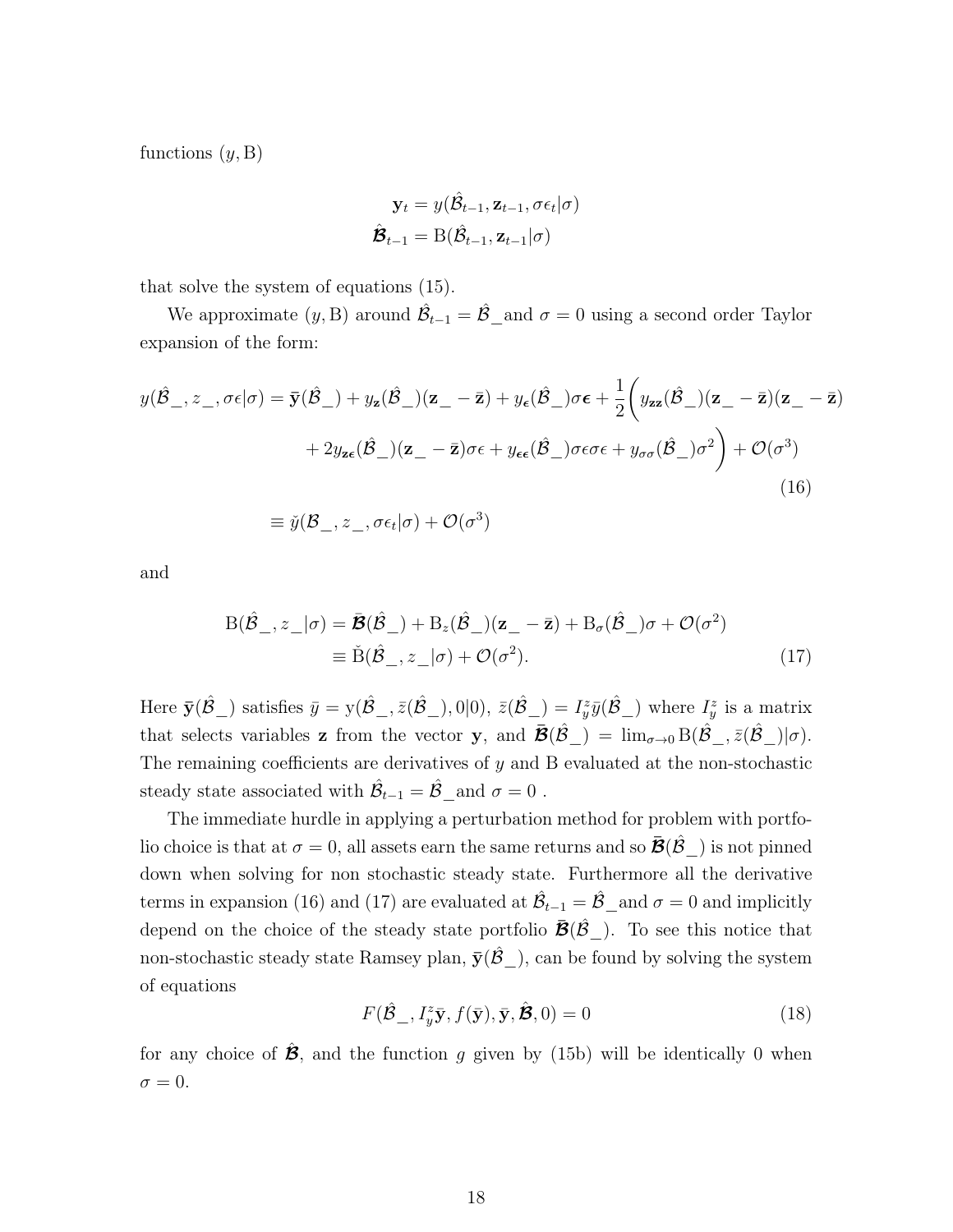functions $(y, \mathrm{B})$

$$\mathbf{y}_t = y(\hat{\mathcal{B}}_{t-1}, \mathbf{z}_{t-1}, \sigma\epsilon_t|\sigma)$$
$$\hat{\boldsymbol{\mathcal{B}}}_{t-1} = \mathrm{B}(\hat{\mathcal{B}}_{t-1}, \mathbf{z}_{t-1}|\sigma)$$

that solve the system of equations (15).

We approximate $(y, \mathrm{B})$ around $\hat{\mathcal{B}}_{t-1} = \hat{\mathcal{B}}\_$ and $\sigma = 0$ using a second order Taylor expansion of the form:

$$\begin{aligned} y(\hat{\mathcal{B}}\_, z\_, \sigma\epsilon|\sigma) = \bar{\mathbf{y}}(\hat{\mathcal{B}}\_) &+ y_{\mathbf{z}}(\hat{\mathcal{B}}\_)(\mathbf{z}\_ - \bar{\mathbf{z}}) + y_{\epsilon}(\hat{\mathcal{B}}\_)\sigma\boldsymbol{\epsilon} + \frac{1}{2}\bigg( y_{\mathbf{zz}}(\hat{\mathcal{B}}\_)(\mathbf{z}\_ - \bar{\mathbf{z}})(\mathbf{z}\_ - \bar{\mathbf{z}}) \\ &+ 2y_{\mathbf{z}\boldsymbol{\epsilon}}(\hat{\mathcal{B}}\_)(\mathbf{z}\_ - \bar{\mathbf{z}})\sigma\epsilon + y_{\boldsymbol{\epsilon\epsilon}}(\hat{\mathcal{B}}\_)\sigma\epsilon\sigma\epsilon + y_{\sigma\sigma}(\hat{\mathcal{B}}\_)\sigma^2 \bigg) + \mathcal{O}(\sigma^3) \\ &\equiv \check{y}(\mathcal{B}\_, z\_, \sigma\epsilon_t|\sigma) + \mathcal{O}(\sigma^3) \end{aligned} \tag{16}$$

and

$$\begin{aligned} \mathrm{B}(\hat{\mathcal{B}}\_, z\_|\sigma) &= \bar{\boldsymbol{\mathcal{B}}}(\hat{\mathcal{B}}\_) + \mathrm{B}_z(\hat{\mathcal{B}}\_)(\mathbf{z}\_ - \bar{\mathbf{z}}) + \mathrm{B}_\sigma(\hat{\mathcal{B}}\_)\sigma + \mathcal{O}(\sigma^2) \\ &\equiv \check{\mathrm{B}}(\hat{\mathcal{B}}\_, z\_|\sigma) + \mathcal{O}(\sigma^2). \end{aligned} \tag{17}$$

Here $\bar{\mathbf{y}}(\hat{\mathcal{B}}\_)$ satisfies $\bar{y} = \mathrm{y}(\hat{\mathcal{B}}\_, \bar{z}(\hat{\mathcal{B}}\_), 0|0)$, $\bar{z}(\hat{\mathcal{B}}\_) = I_y^z \bar{y}(\hat{\mathcal{B}}\_)$ where $I_y^z$ is a matrix that selects variables $\mathbf{z}$ from the vector $\mathbf{y}$, and $\bar{\boldsymbol{\mathcal{B}}}(\hat{\mathcal{B}}\_) = \lim_{\sigma\to 0} \mathrm{B}(\hat{\mathcal{B}}\_, \bar{z}(\hat{\mathcal{B}}\_)|\sigma)$. The remaining coefficients are derivatives of $y$ and B evaluated at the non-stochastic steady state associated with $\hat{\mathcal{B}}_{t-1} = \hat{\mathcal{B}}\_$ and $\sigma = 0$ .

The immediate hurdle in applying a perturbation method for problem with portfolio choice is that at $\sigma = 0$, all assets earn the same returns and so $\bar{\boldsymbol{\mathcal{B}}}(\hat{\mathcal{B}}\_)$ is not pinned down when solving for non stochastic steady state. Furthermore all the derivative terms in expansion (16) and (17) are evaluated at $\hat{\mathcal{B}}_{t-1} = \hat{\mathcal{B}}\_$ and $\sigma = 0$ and implicitly depend on the choice of the steady state portfolio $\bar{\boldsymbol{\mathcal{B}}}(\hat{\mathcal{B}}\_)$. To see this notice that non-stochastic steady state Ramsey plan, $\bar{\mathbf{y}}(\hat{\mathcal{B}}\_)$, can be found by solving the system of equations

$$F(\hat{\mathcal{B}}\_, I_y^z\bar{\mathbf{y}}, f(\bar{\mathbf{y}}), \bar{\mathbf{y}}, \hat{\boldsymbol{\mathcal{B}}}, 0) = 0 \tag{18}$$

for any choice of $\hat{\boldsymbol{\mathcal{B}}}$, and the function $g$ given by (15b) will be identically 0 when $\sigma = 0$.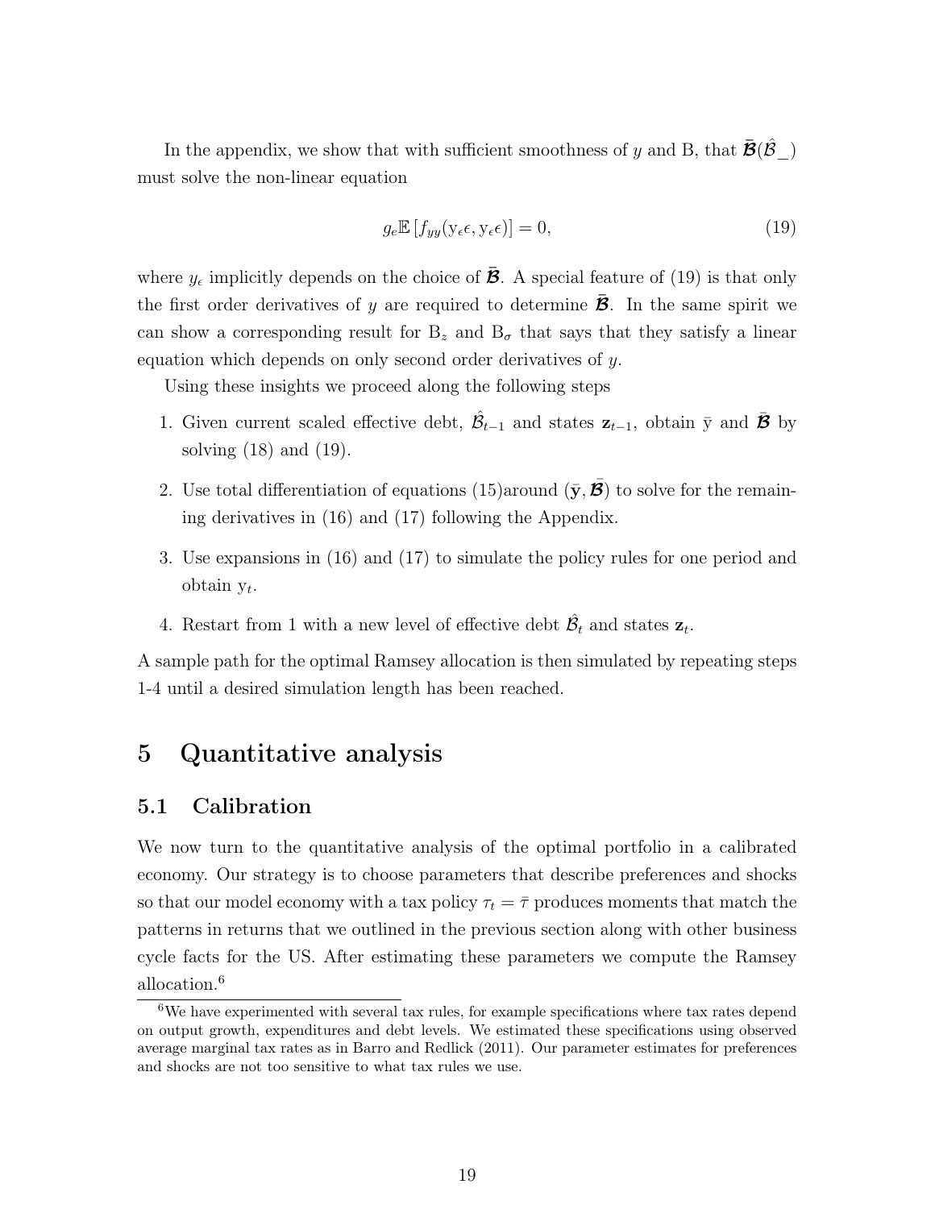In the appendix, we show that with sufficient smoothness of $y$ and B, that $\bar{\boldsymbol{\mathcal{B}}}(\hat{\mathcal{B}}\_)$ must solve the non-linear equation

$$g_e \mathbb{E}\left[f_{yy}(\mathrm{y}_\epsilon \epsilon, \mathrm{y}_\epsilon \epsilon)\right] = 0, \tag{19}$$

where $y_\epsilon$ implicitly depends on the choice of $\bar{\boldsymbol{\mathcal{B}}}$. A special feature of (19) is that only the first order derivatives of $y$ are required to determine $\bar{\boldsymbol{\mathcal{B}}}$. In the same spirit we can show a corresponding result for $\mathrm{B}_z$ and $\mathrm{B}_\sigma$ that says that they satisfy a linear equation which depends on only second order derivatives of $y$.

Using these insights we proceed along the following steps

1. Given current scaled effective debt, $\hat{\mathcal{B}}_{t-1}$ and states $\mathbf{z}_{t-1}$, obtain $\bar{\mathrm{y}}$ and $\bar{\boldsymbol{\mathcal{B}}}$ by solving (18) and (19).
2. Use total differentiation of equations (15)around $(\bar{\mathbf{y}}, \bar{\boldsymbol{\mathcal{B}}})$ to solve for the remaining derivatives in (16) and (17) following the Appendix.
3. Use expansions in (16) and (17) to simulate the policy rules for one period and obtain $\mathrm{y}_t$.
4. Restart from 1 with a new level of effective debt $\hat{\mathcal{B}}_t$ and states $\mathbf{z}_t$.

A sample path for the optimal Ramsey allocation is then simulated by repeating steps 1-4 until a desired simulation length has been reached.

# 5 Quantitative analysis

## 5.1 Calibration

We now turn to the quantitative analysis of the optimal portfolio in a calibrated economy. Our strategy is to choose parameters that describe preferences and shocks so that our model economy with a tax policy $\tau_t = \bar{\tau}$ produces moments that match the patterns in returns that we outlined in the previous section along with other business cycle facts for the US. After estimating these parameters we compute the Ramsey allocation.[6]

[6] We have experimented with several tax rules, for example specifications where tax rates depend on output growth, expenditures and debt levels. We estimated these specifications using observed average marginal tax rates as in Barro and Redlick (2011). Our parameter estimates for preferences and shocks are not too sensitive to what tax rules we use.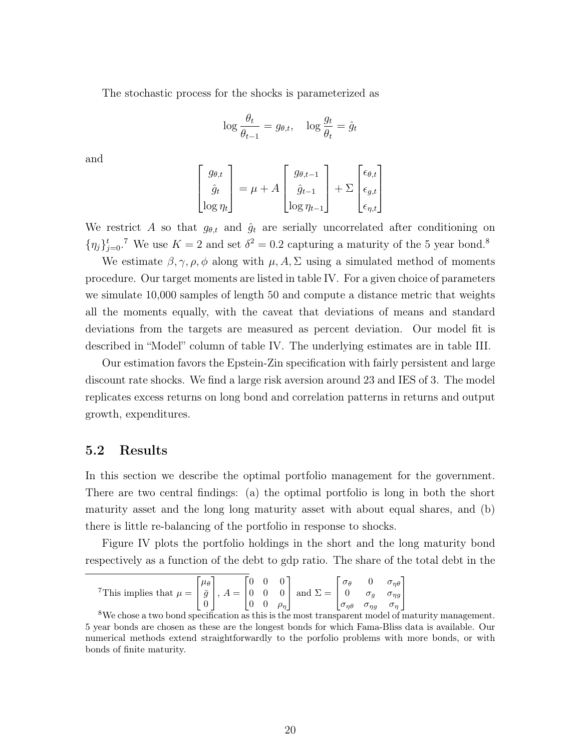The stochastic process for the shocks is parameterized as

$$\log \frac{\theta_t}{\theta_{t-1}} = g_{\theta,t}, \quad \log \frac{g_t}{\theta_t} = \hat{g}_t$$

and

$$\begin{bmatrix} g_{\theta,t} \\ \hat{g}_t \\ \log \eta_t \end{bmatrix} = \mu + A \begin{bmatrix} g_{\theta,t-1} \\ \hat{g}_{t-1} \\ \log \eta_{t-1} \end{bmatrix} + \Sigma \begin{bmatrix} \epsilon_{\theta,t} \\ \epsilon_{g,t} \\ \epsilon_{\eta,t} \end{bmatrix}$$

We restrict $A$ so that $g_{\theta,t}$ and $\hat{g}_t$ are serially uncorrelated after conditioning on $\{\eta_j\}_{j=0}^t$.[7] We use $K = 2$ and set $\delta^2 = 0.2$ capturing a maturity of the 5 year bond.[8]

We estimate $\beta, \gamma, \rho, \phi$ along with $\mu, A, \Sigma$ using a simulated method of moments procedure. Our target moments are listed in table IV. For a given choice of parameters we simulate 10,000 samples of length 50 and compute a distance metric that weights all the moments equally, with the caveat that deviations of means and standard deviations from the targets are measured as percent deviation. Our model fit is described in "Model" column of table IV. The underlying estimates are in table III.

Our estimation favors the Epstein-Zin specification with fairly persistent and large discount rate shocks. We find a large risk aversion around 23 and IES of 3. The model replicates excess returns on long bond and correlation patterns in returns and output growth, expenditures.

## 5.2 Results

In this section we describe the optimal portfolio management for the government. There are two central findings: (a) the optimal portfolio is long in both the short maturity asset and the long long maturity asset with about equal shares, and (b) there is little re-balancing of the portfolio in response to shocks.

Figure IV plots the portfolio holdings in the short and the long maturity bond respectively as a function of the debt to gdp ratio. The share of the total debt in the

---

[7] This implies that $\mu = \begin{bmatrix} \mu_\theta \\ \bar{g} \\ 0 \end{bmatrix}$, $A = \begin{bmatrix} 0 & 0 & 0 \\ 0 & 0 & 0 \\ 0 & 0 & \rho_\eta \end{bmatrix}$ and $\Sigma = \begin{bmatrix} \sigma_\theta & 0 & \sigma_{\eta\theta} \\ 0 & \sigma_g & \sigma_{\eta g} \\ \sigma_{\eta\theta} & \sigma_{\eta g} & \sigma_\eta \end{bmatrix}$

[8] We chose a two bond specification as this is the most transparent model of maturity management. 5 year bonds are chosen as these are the longest bonds for which Fama-Bliss data is available. Our numerical methods extend straightforwardly to the porfolio problems with more bonds, or with bonds of finite maturity.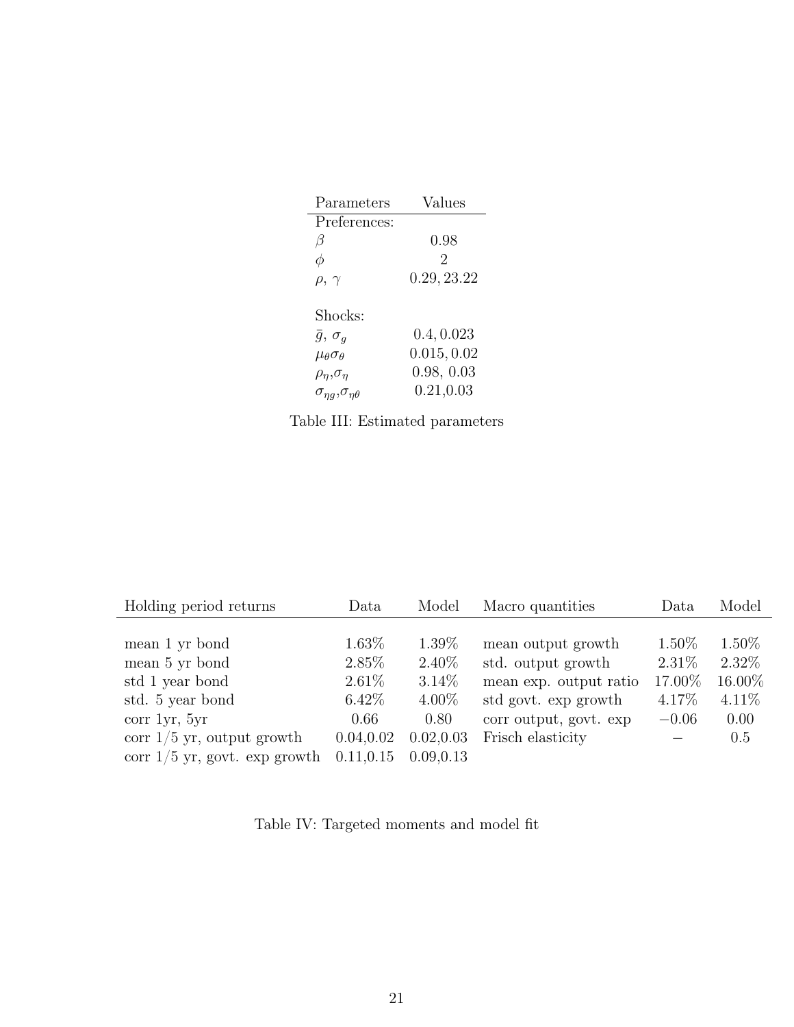| Parameters | Values |
|---|---|
| Preferences: | |
| $\beta$ | 0.98 |
| $\phi$ | 2 |
| $\rho$, $\gamma$ | $0.29, 23.22$ |
| | |
| Shocks: | |
| $\bar{g}$, $\sigma_g$ | $0.4, 0.023$ |
| $\mu_\theta \sigma_\theta$ | $0.015, 0.02$ |
| $\rho_\eta$,$\sigma_\eta$ | 0.98, 0.03 |
| $\sigma_{\eta g}$,$\sigma_{\eta\theta}$ | 0.21,0.03 |

Table III: Estimated parameters

| Holding period returns | Data | Model | Macro quantities | Data | Model |
|---|---|---|---|---|---|
| mean 1 yr bond | 1.63% | 1.39% | mean output growth | 1.50% | 1.50% |
| mean 5 yr bond | 2.85% | 2.40% | std. output growth | 2.31% | 2.32% |
| std 1 year bond | 2.61% | 3.14% | mean exp. output ratio | 17.00% | 16.00% |
| std. 5 year bond | 6.42% | 4.00% | std govt. exp growth | 4.17% | 4.11% |
| corr 1yr, 5yr | 0.66 | 0.80 | corr output, govt. exp | $-0.06$ | 0.00 |
| corr 1/5 yr, output growth | 0.04,0.02 | 0.02,0.03 | Frisch elasticity | $-$ | 0.5 |
| corr 1/5 yr, govt. exp growth | 0.11,0.15 | 0.09,0.13 | | | |

Table IV: Targeted moments and model fit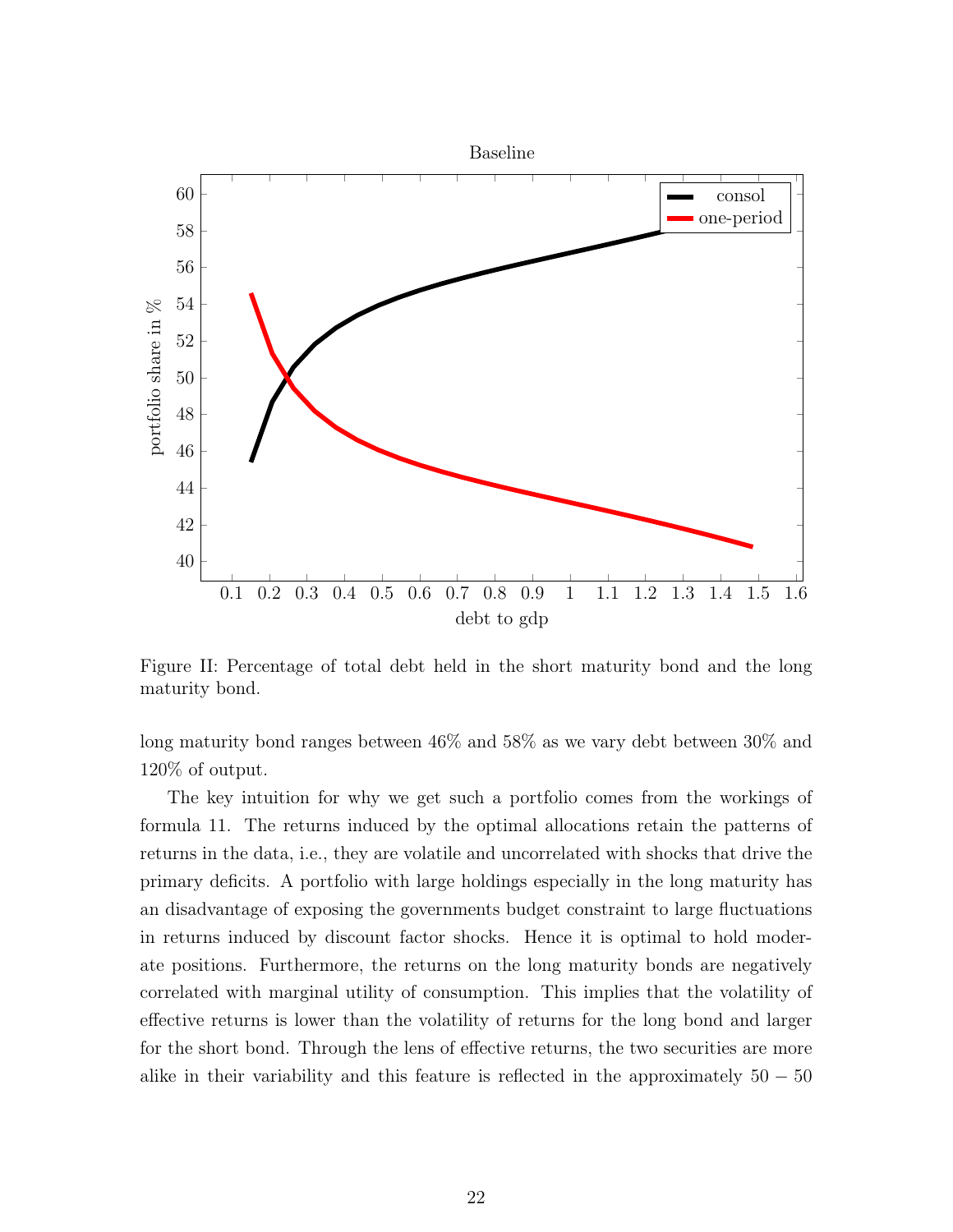Figure II: Percentage of total debt held in the short maturity bond and the long maturity bond.

long maturity bond ranges between 46% and 58% as we vary debt between 30% and 120% of output.

The key intuition for why we get such a portfolio comes from the workings of formula 11. The returns induced by the optimal allocations retain the patterns of returns in the data, i.e., they are volatile and uncorrelated with shocks that drive the primary deficits. A portfolio with large holdings especially in the long maturity has an disadvantage of exposing the governments budget constraint to large fluctuations in returns induced by discount factor shocks. Hence it is optimal to hold moderate positions. Furthermore, the returns on the long maturity bonds are negatively correlated with marginal utility of consumption. This implies that the volatility of effective returns is lower than the volatility of returns for the long bond and larger for the short bond. Through the lens of effective returns, the two securities are more alike in their variability and this feature is reflected in the approximately $50 - 50$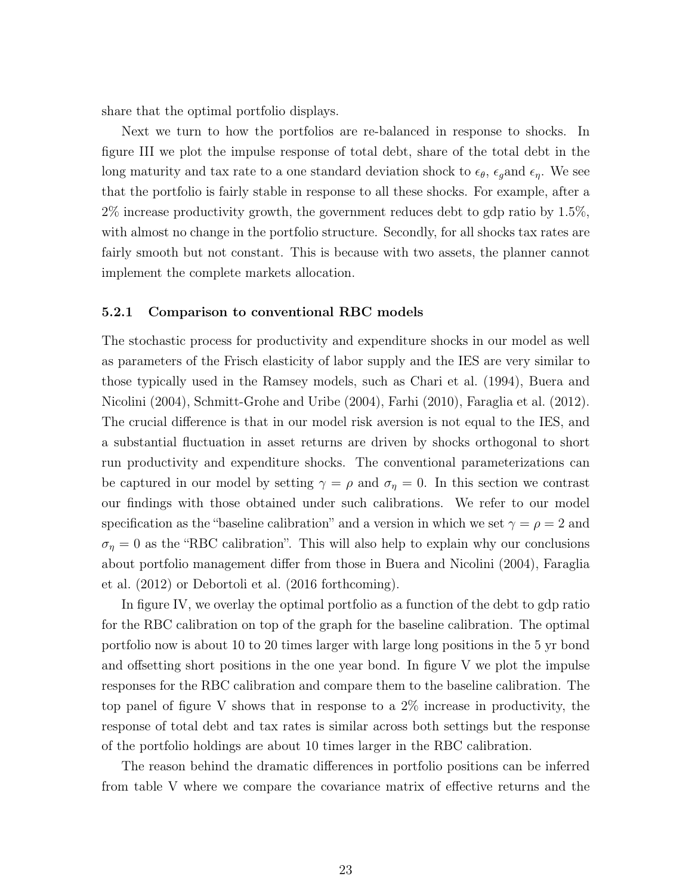share that the optimal portfolio displays.

Next we turn to how the portfolios are re-balanced in response to shocks. In figure III we plot the impulse response of total debt, share of the total debt in the long maturity and tax rate to a one standard deviation shock to $\epsilon_\theta$, $\epsilon_g$and $\epsilon_\eta$. We see that the portfolio is fairly stable in response to all these shocks. For example, after a 2% increase productivity growth, the government reduces debt to gdp ratio by 1.5%, with almost no change in the portfolio structure. Secondly, for all shocks tax rates are fairly smooth but not constant. This is because with two assets, the planner cannot implement the complete markets allocation.

### 5.2.1 Comparison to conventional RBC models

The stochastic process for productivity and expenditure shocks in our model as well as parameters of the Frisch elasticity of labor supply and the IES are very similar to those typically used in the Ramsey models, such as Chari et al. (1994), Buera and Nicolini (2004), Schmitt-Grohe and Uribe (2004), Farhi (2010), Faraglia et al. (2012). The crucial difference is that in our model risk aversion is not equal to the IES, and a substantial fluctuation in asset returns are driven by shocks orthogonal to short run productivity and expenditure shocks. The conventional parameterizations can be captured in our model by setting $\gamma = \rho$ and $\sigma_\eta = 0$. In this section we contrast our findings with those obtained under such calibrations. We refer to our model specification as the "baseline calibration" and a version in which we set $\gamma = \rho = 2$ and $\sigma_\eta = 0$ as the "RBC calibration". This will also help to explain why our conclusions about portfolio management differ from those in Buera and Nicolini (2004), Faraglia et al. (2012) or Debortoli et al. (2016 forthcoming).

In figure IV, we overlay the optimal portfolio as a function of the debt to gdp ratio for the RBC calibration on top of the graph for the baseline calibration. The optimal portfolio now is about 10 to 20 times larger with large long positions in the 5 yr bond and offsetting short positions in the one year bond. In figure V we plot the impulse responses for the RBC calibration and compare them to the baseline calibration. The top panel of figure V shows that in response to a 2% increase in productivity, the response of total debt and tax rates is similar across both settings but the response of the portfolio holdings are about 10 times larger in the RBC calibration.

The reason behind the dramatic differences in portfolio positions can be inferred from table V where we compare the covariance matrix of effective returns and the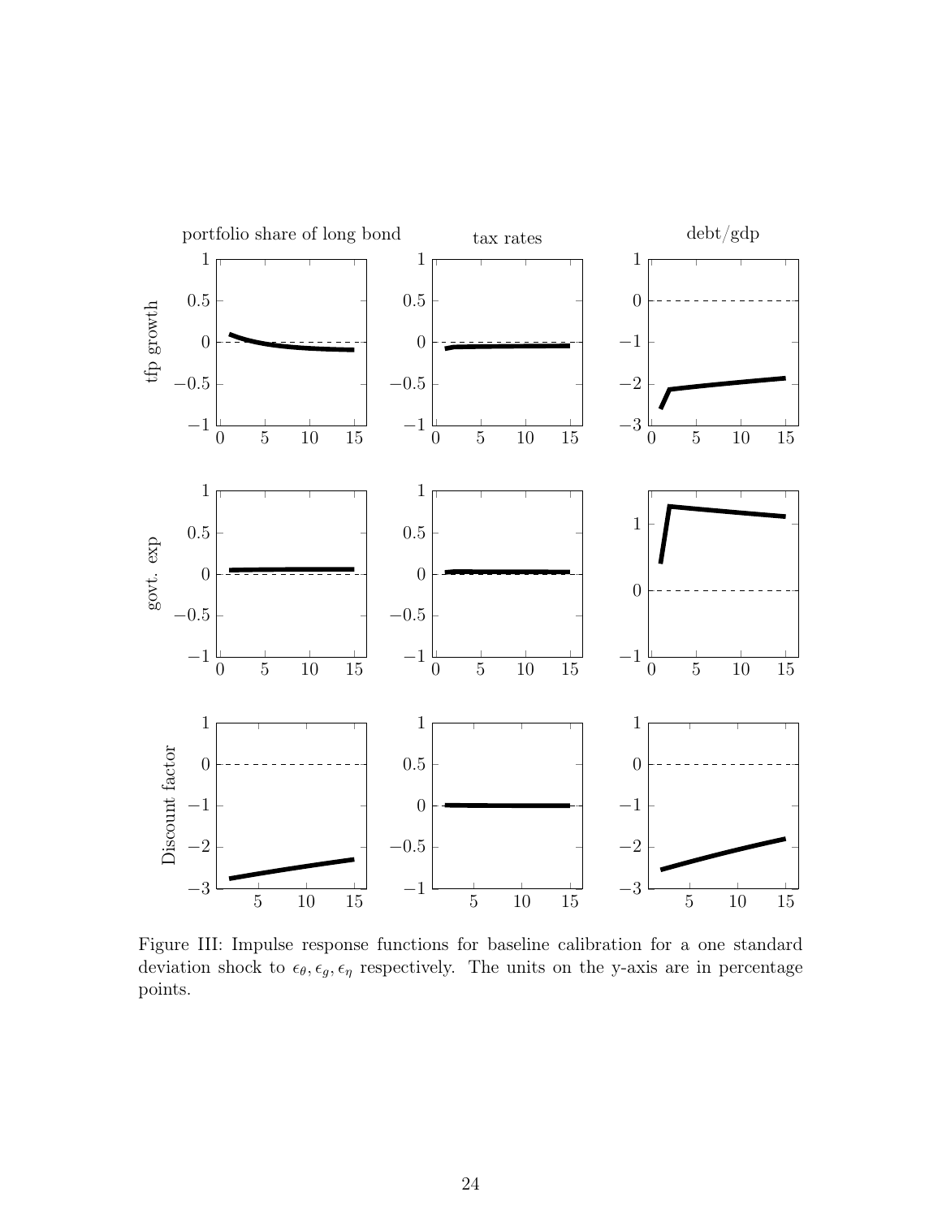Figure III: Impulse response functions for baseline calibration for a one standard deviation shock to $\epsilon_\theta, \epsilon_g, \epsilon_\eta$ respectively. The units on the y-axis are in percentage points.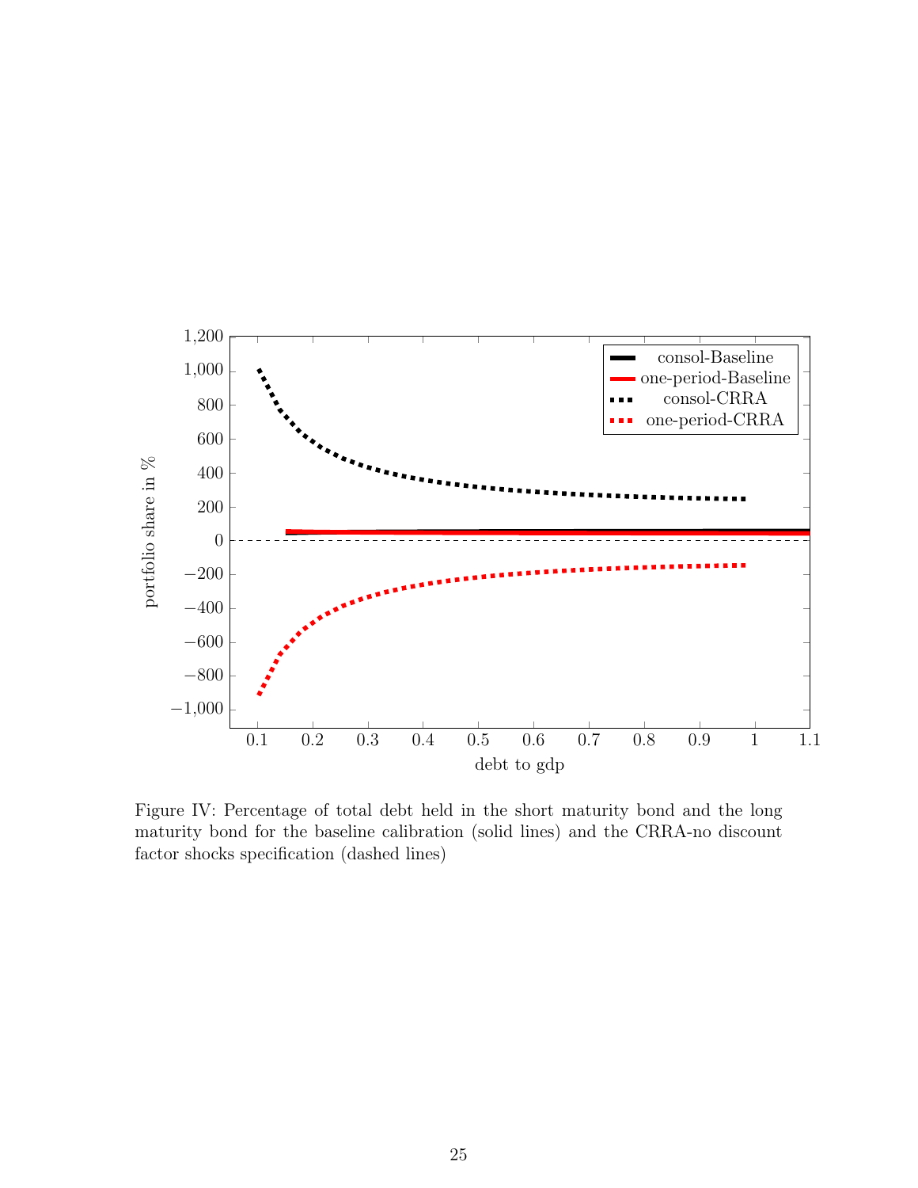Figure IV: Percentage of total debt held in the short maturity bond and the long maturity bond for the baseline calibration (solid lines) and the CRRA-no discount factor shocks specification (dashed lines)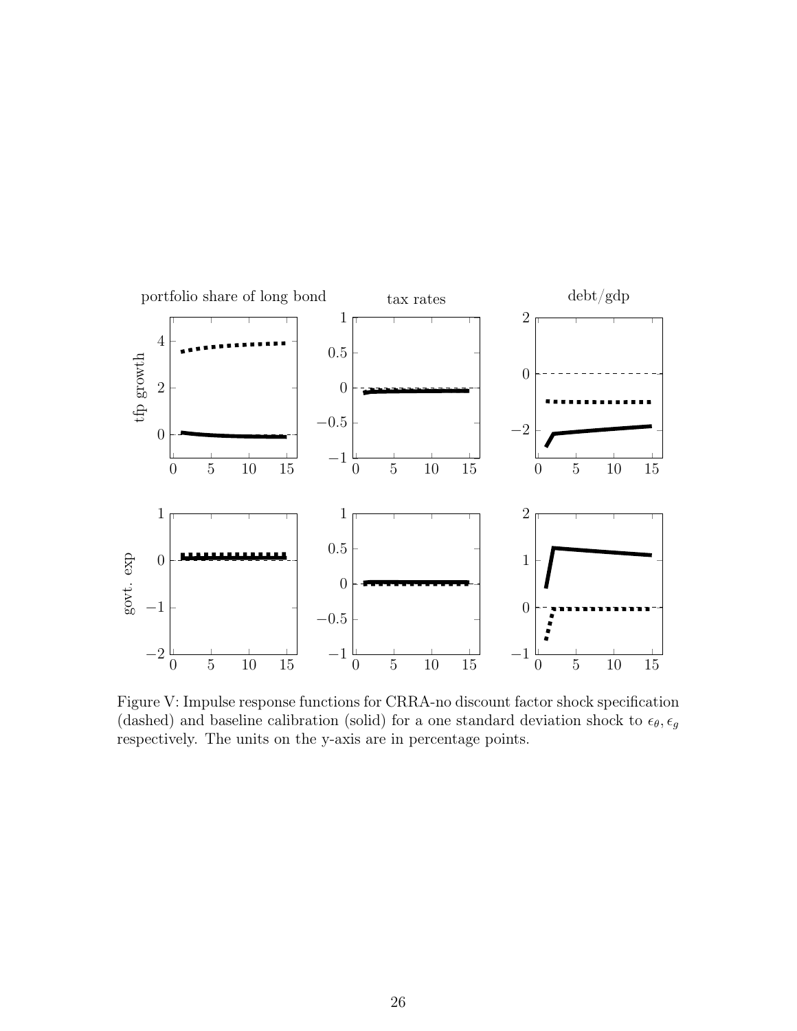Figure V: Impulse response functions for CRRA-no discount factor shock specification (dashed) and baseline calibration (solid) for a one standard deviation shock to $\epsilon_\theta, \epsilon_g$ respectively. The units on the y-axis are in percentage points.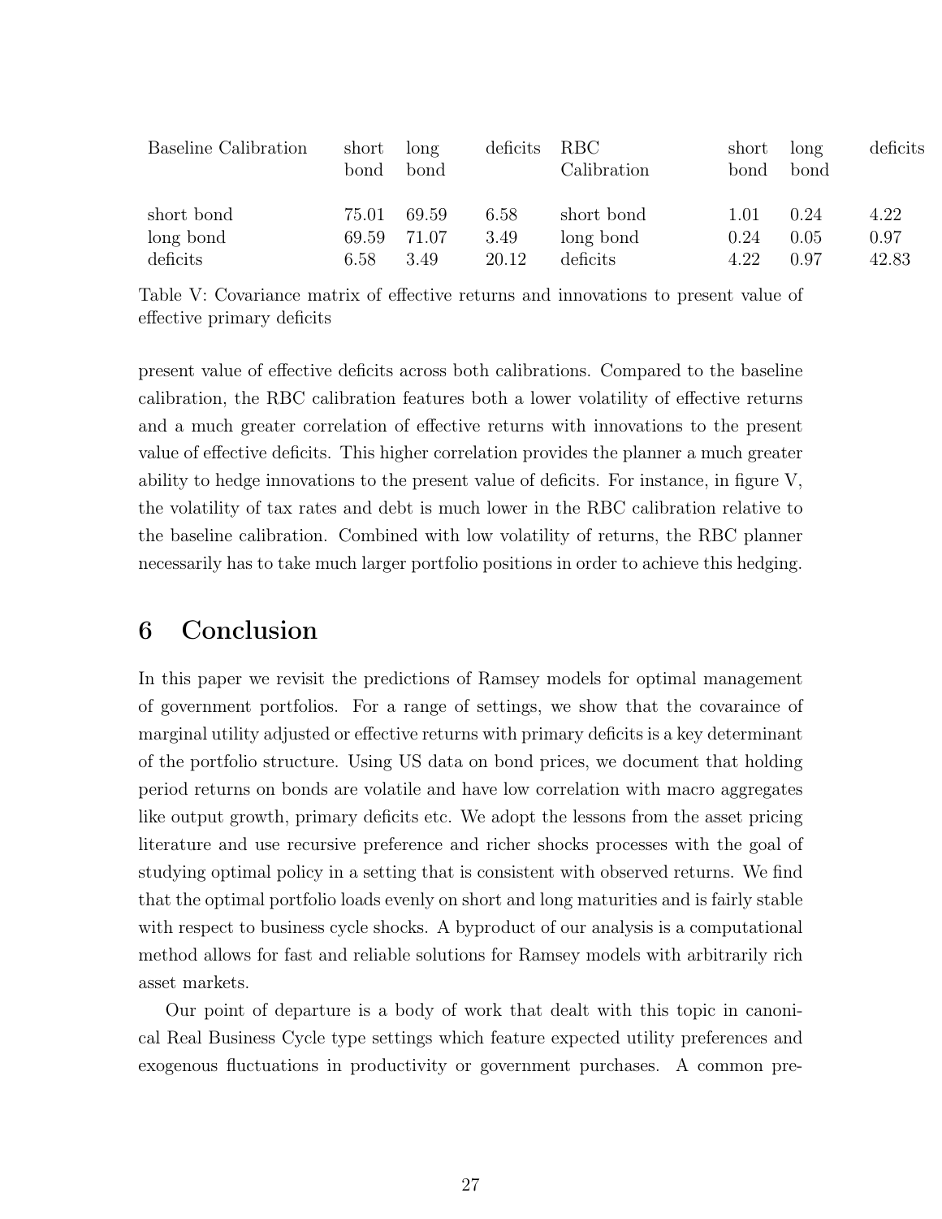| Baseline Calibration | short bond | long bond | deficits | RBC Calibration | short bond | long bond | deficits |
|---|---|---|---|---|---|---|---|
| short bond | 75.01 | 69.59 | 6.58 | short bond | 1.01 | 0.24 | 4.22 |
| long bond | 69.59 | 71.07 | 3.49 | long bond | 0.24 | 0.05 | 0.97 |
| deficits | 6.58 | 3.49 | 20.12 | deficits | 4.22 | 0.97 | 42.83 |

Table V: Covariance matrix of effective returns and innovations to present value of effective primary deficits

present value of effective deficits across both calibrations. Compared to the baseline calibration, the RBC calibration features both a lower volatility of effective returns and a much greater correlation of effective returns with innovations to the present value of effective deficits. This higher correlation provides the planner a much greater ability to hedge innovations to the present value of deficits. For instance, in figure V, the volatility of tax rates and debt is much lower in the RBC calibration relative to the baseline calibration. Combined with low volatility of returns, the RBC planner necessarily has to take much larger portfolio positions in order to achieve this hedging.

## 6 Conclusion

In this paper we revisit the predictions of Ramsey models for optimal management of government portfolios. For a range of settings, we show that the covaraince of marginal utility adjusted or effective returns with primary deficits is a key determinant of the portfolio structure. Using US data on bond prices, we document that holding period returns on bonds are volatile and have low correlation with macro aggregates like output growth, primary deficits etc. We adopt the lessons from the asset pricing literature and use recursive preference and richer shocks processes with the goal of studying optimal policy in a setting that is consistent with observed returns. We find that the optimal portfolio loads evenly on short and long maturities and is fairly stable with respect to business cycle shocks. A byproduct of our analysis is a computational method allows for fast and reliable solutions for Ramsey models with arbitrarily rich asset markets.

Our point of departure is a body of work that dealt with this topic in canonical Real Business Cycle type settings which feature expected utility preferences and exogenous fluctuations in productivity or government purchases. A common pre-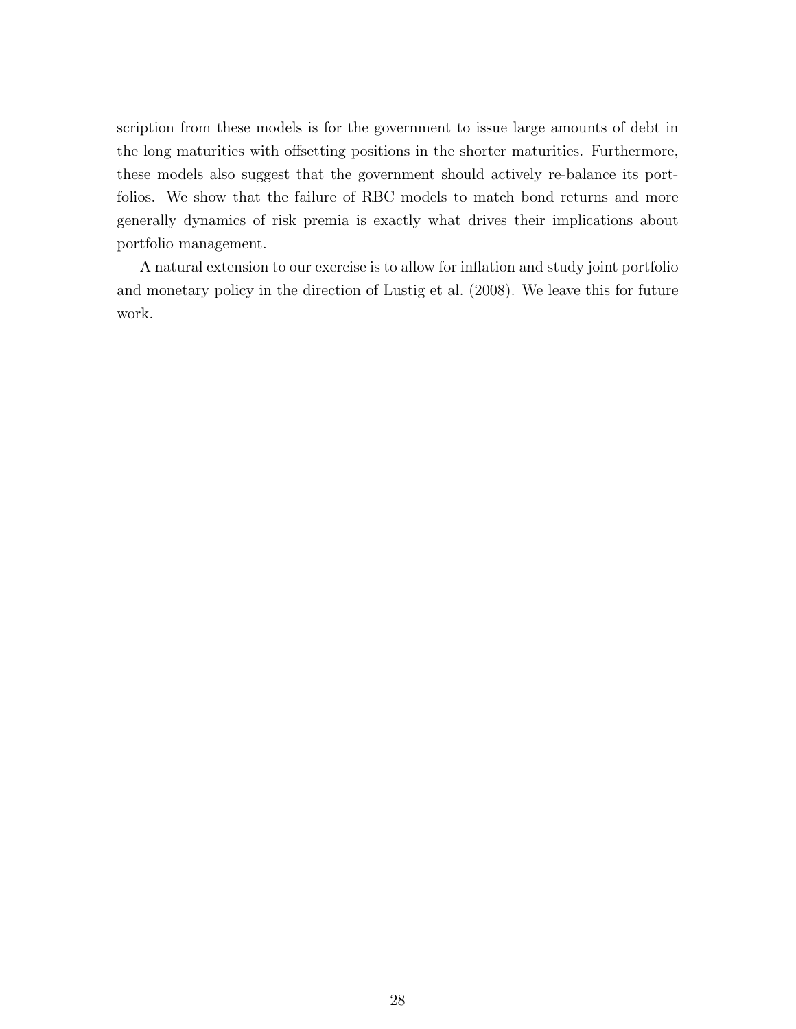scription from these models is for the government to issue large amounts of debt in the long maturities with offsetting positions in the shorter maturities. Furthermore, these models also suggest that the government should actively re-balance its portfolios. We show that the failure of RBC models to match bond returns and more generally dynamics of risk premia is exactly what drives their implications about portfolio management.

A natural extension to our exercise is to allow for inflation and study joint portfolio and monetary policy in the direction of Lustig et al. (2008). We leave this for future work.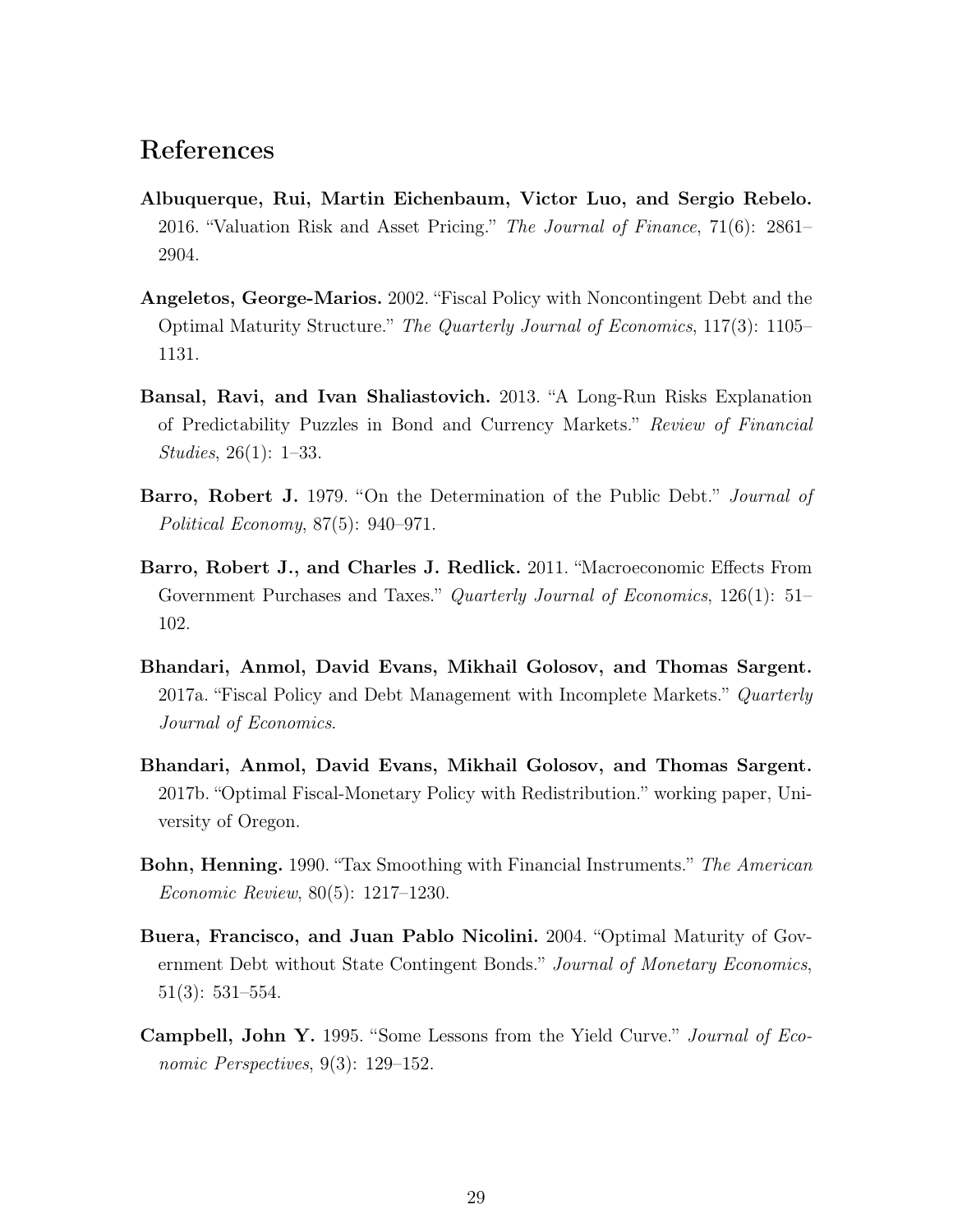## References

**Albuquerque, Rui, Martin Eichenbaum, Victor Luo, and Sergio Rebelo.** 2016. "Valuation Risk and Asset Pricing." *The Journal of Finance*, 71(6): 2861–2904.

**Angeletos, George-Marios.** 2002. "Fiscal Policy with Noncontingent Debt and the Optimal Maturity Structure." *The Quarterly Journal of Economics*, 117(3): 1105–1131.

**Bansal, Ravi, and Ivan Shaliastovich.** 2013. "A Long-Run Risks Explanation of Predictability Puzzles in Bond and Currency Markets." *Review of Financial Studies*, 26(1): 1–33.

**Barro, Robert J.** 1979. "On the Determination of the Public Debt." *Journal of Political Economy*, 87(5): 940–971.

**Barro, Robert J., and Charles J. Redlick.** 2011. "Macroeconomic Effects From Government Purchases and Taxes." *Quarterly Journal of Economics*, 126(1): 51–102.

**Bhandari, Anmol, David Evans, Mikhail Golosov, and Thomas Sargent.** 2017a. "Fiscal Policy and Debt Management with Incomplete Markets." *Quarterly Journal of Economics*.

**Bhandari, Anmol, David Evans, Mikhail Golosov, and Thomas Sargent.** 2017b. "Optimal Fiscal-Monetary Policy with Redistribution." working paper, University of Oregon.

**Bohn, Henning.** 1990. "Tax Smoothing with Financial Instruments." *The American Economic Review*, 80(5): 1217–1230.

**Buera, Francisco, and Juan Pablo Nicolini.** 2004. "Optimal Maturity of Government Debt without State Contingent Bonds." *Journal of Monetary Economics*, 51(3): 531–554.

**Campbell, John Y.** 1995. "Some Lessons from the Yield Curve." *Journal of Economic Perspectives*, 9(3): 129–152.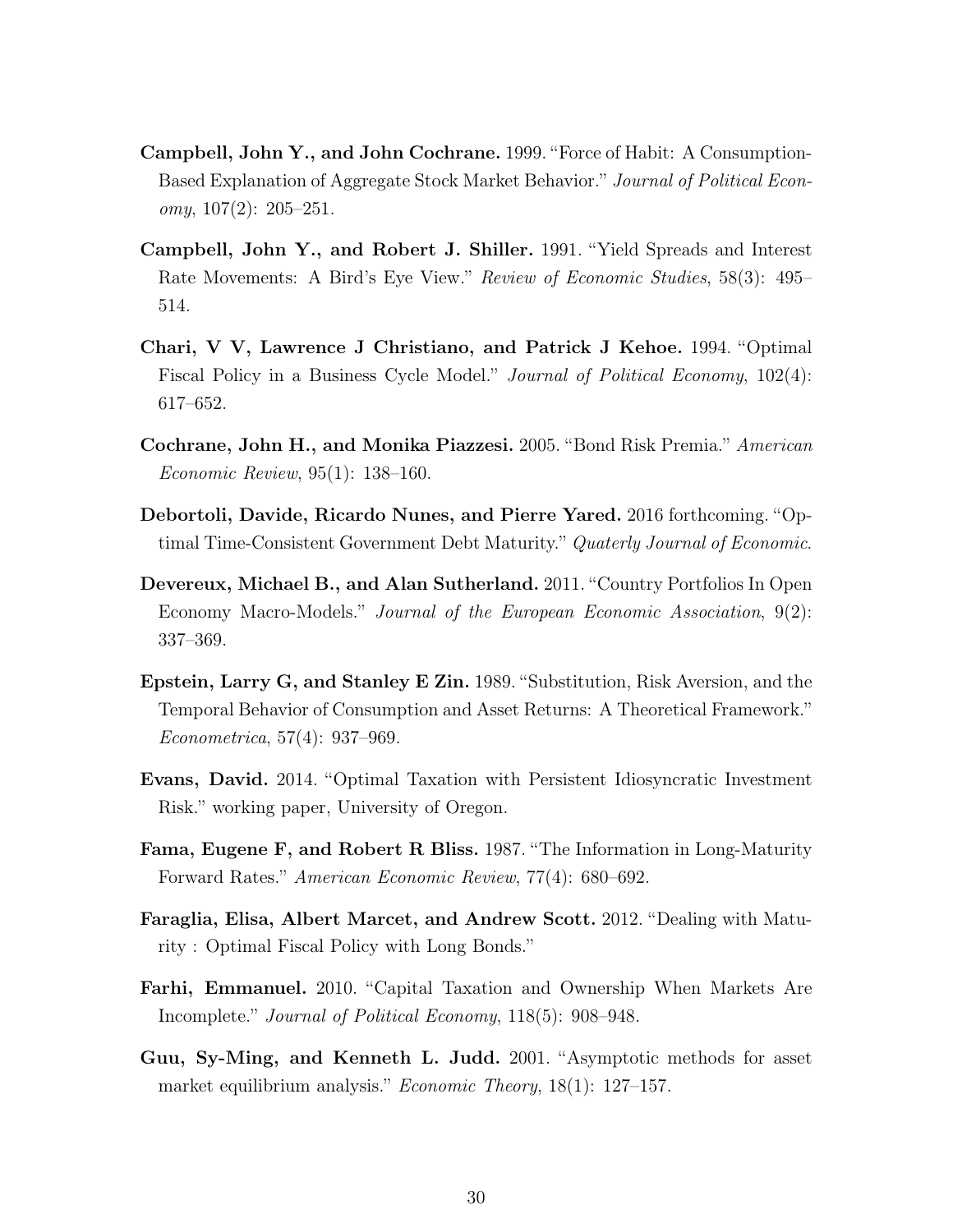**Campbell, John Y., and John Cochrane.** 1999. "Force of Habit: A Consumption-Based Explanation of Aggregate Stock Market Behavior." *Journal of Political Economy*, 107(2): 205–251.

**Campbell, John Y., and Robert J. Shiller.** 1991. "Yield Spreads and Interest Rate Movements: A Bird's Eye View." *Review of Economic Studies*, 58(3): 495–514.

**Chari, V V, Lawrence J Christiano, and Patrick J Kehoe.** 1994. "Optimal Fiscal Policy in a Business Cycle Model." *Journal of Political Economy*, 102(4): 617–652.

**Cochrane, John H., and Monika Piazzesi.** 2005. "Bond Risk Premia." *American Economic Review*, 95(1): 138–160.

**Debortoli, Davide, Ricardo Nunes, and Pierre Yared.** 2016 forthcoming. "Optimal Time-Consistent Government Debt Maturity." *Quaterly Journal of Economic*.

**Devereux, Michael B., and Alan Sutherland.** 2011. "Country Portfolios In Open Economy Macro-Models." *Journal of the European Economic Association*, 9(2): 337–369.

**Epstein, Larry G, and Stanley E Zin.** 1989. "Substitution, Risk Aversion, and the Temporal Behavior of Consumption and Asset Returns: A Theoretical Framework." *Econometrica*, 57(4): 937–969.

**Evans, David.** 2014. "Optimal Taxation with Persistent Idiosyncratic Investment Risk." working paper, University of Oregon.

**Fama, Eugene F, and Robert R Bliss.** 1987. "The Information in Long-Maturity Forward Rates." *American Economic Review*, 77(4): 680–692.

**Faraglia, Elisa, Albert Marcet, and Andrew Scott.** 2012. "Dealing with Maturity : Optimal Fiscal Policy with Long Bonds."

**Farhi, Emmanuel.** 2010. "Capital Taxation and Ownership When Markets Are Incomplete." *Journal of Political Economy*, 118(5): 908–948.

**Guu, Sy-Ming, and Kenneth L. Judd.** 2001. "Asymptotic methods for asset market equilibrium analysis." *Economic Theory*, 18(1): 127–157.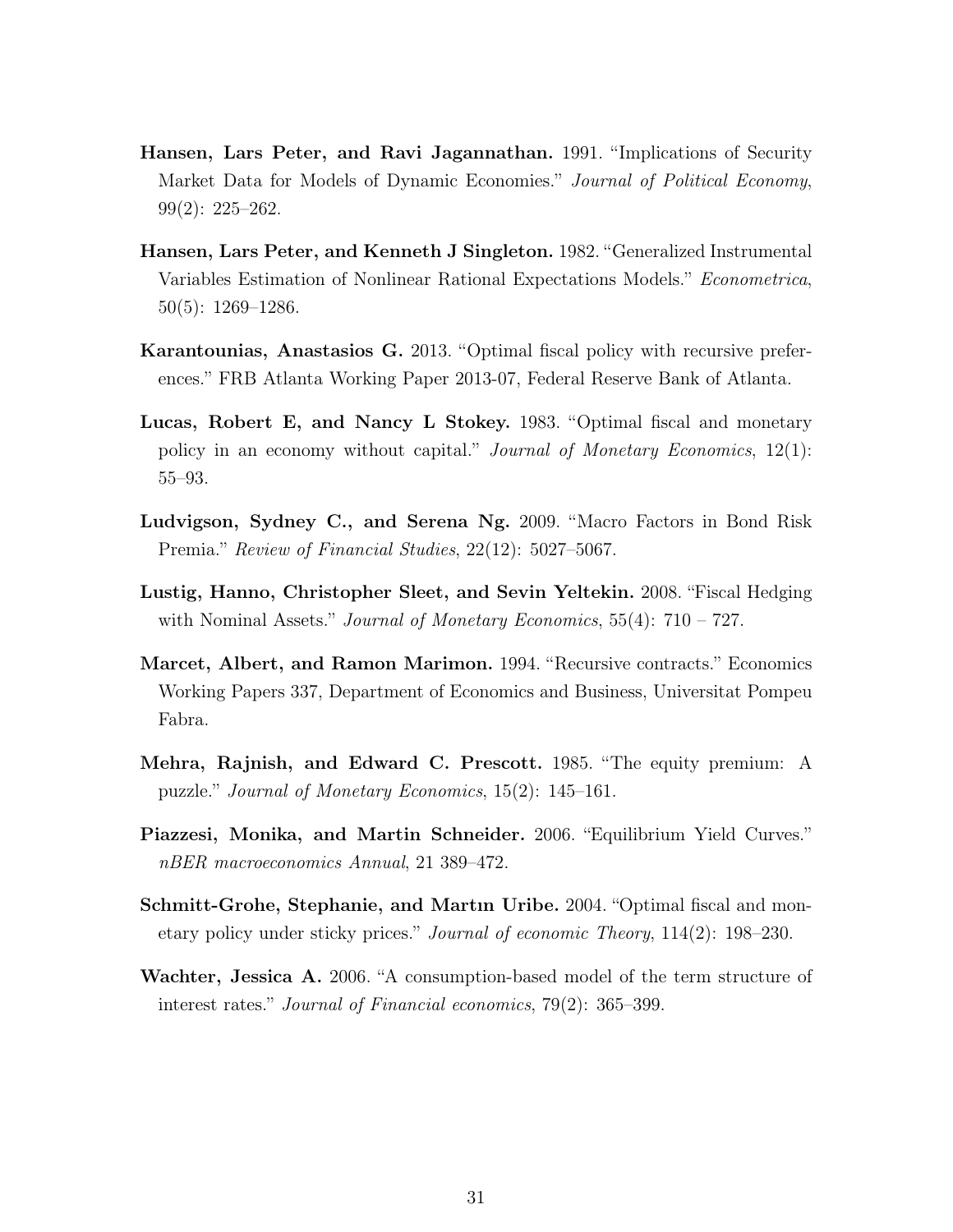**Hansen, Lars Peter, and Ravi Jagannathan.** 1991. "Implications of Security Market Data for Models of Dynamic Economies." *Journal of Political Economy*, 99(2): 225–262.

**Hansen, Lars Peter, and Kenneth J Singleton.** 1982. "Generalized Instrumental Variables Estimation of Nonlinear Rational Expectations Models." *Econometrica*, 50(5): 1269–1286.

**Karantounias, Anastasios G.** 2013. "Optimal fiscal policy with recursive preferences." FRB Atlanta Working Paper 2013-07, Federal Reserve Bank of Atlanta.

**Lucas, Robert E, and Nancy L Stokey.** 1983. "Optimal fiscal and monetary policy in an economy without capital." *Journal of Monetary Economics*, 12(1): 55–93.

**Ludvigson, Sydney C., and Serena Ng.** 2009. "Macro Factors in Bond Risk Premia." *Review of Financial Studies*, 22(12): 5027–5067.

**Lustig, Hanno, Christopher Sleet, and Sevin Yeltekin.** 2008. "Fiscal Hedging with Nominal Assets." *Journal of Monetary Economics*, 55(4): 710 – 727.

**Marcet, Albert, and Ramon Marimon.** 1994. "Recursive contracts." Economics Working Papers 337, Department of Economics and Business, Universitat Pompeu Fabra.

**Mehra, Rajnish, and Edward C. Prescott.** 1985. "The equity premium: A puzzle." *Journal of Monetary Economics*, 15(2): 145–161.

**Piazzesi, Monika, and Martin Schneider.** 2006. "Equilibrium Yield Curves." *nBER macroeconomics Annual*, 21 389–472.

**Schmitt-Grohe, Stephanie, and Martın Uribe.** 2004. "Optimal fiscal and monetary policy under sticky prices." *Journal of economic Theory*, 114(2): 198–230.

**Wachter, Jessica A.** 2006. "A consumption-based model of the term structure of interest rates." *Journal of Financial economics*, 79(2): 365–399.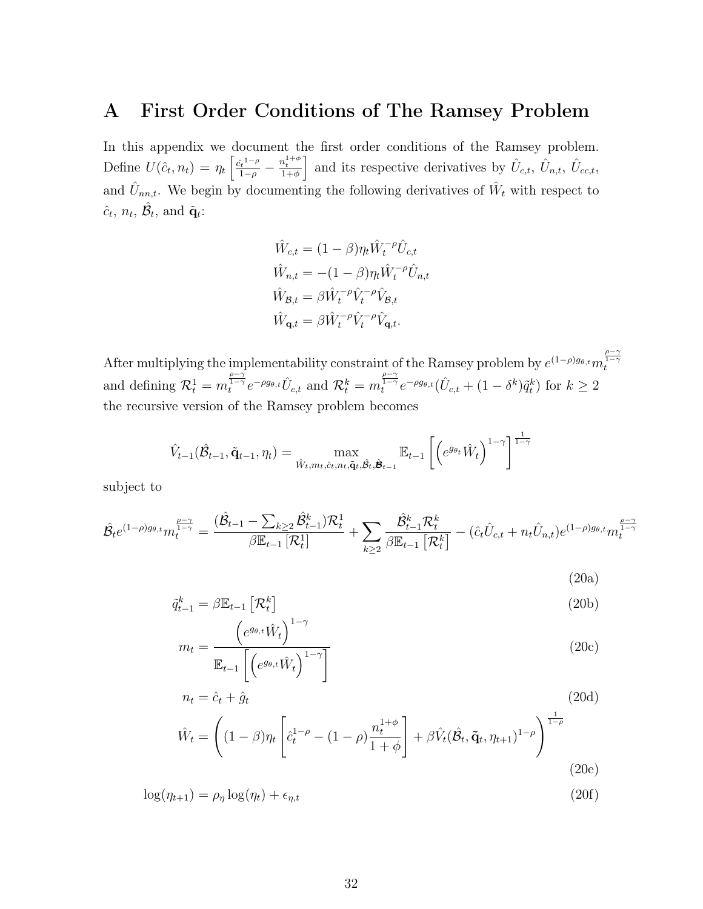# A First Order Conditions of The Ramsey Problem

In this appendix we document the first order conditions of the Ramsey problem. Define $U(\hat{c}_t, n_t) = \eta_t \left[\frac{\hat{c}_t^{1-\rho}}{1-\rho} - \frac{n_t^{1+\phi}}{1+\phi}\right]$ and its respective derivatives by $\hat{U}_{c,t}$, $\hat{U}_{n,t}$, $\hat{U}_{cc,t}$, and $\hat{U}_{nn,t}$. We begin by documenting the following derivatives of $\hat{W}_t$ with respect to $\hat{c}_t$, $n_t$, $\hat{\boldsymbol{\mathcal{B}}}_t$, and $\tilde{\mathbf{q}}_t$:

$$
\begin{aligned}
\hat{W}_{c,t} &= (1-\beta)\eta_t \hat{W}_t^{-\rho} \hat{U}_{c,t} \\
\hat{W}_{n,t} &= -(1-\beta)\eta_t \hat{W}_t^{-\rho} \hat{U}_{n,t} \\
\hat{W}_{\mathcal{B},t} &= \beta \hat{W}_t^{-\rho} \hat{V}_t^{-\rho} \hat{V}_{\mathcal{B},t} \\
\hat{W}_{\mathbf{q},t} &= \beta \hat{W}_t^{-\rho} \hat{V}_t^{-\rho} \hat{V}_{\mathbf{q},t}.
\end{aligned}
$$

After multiplying the implementability constraint of the Ramsey problem by $e^{(1-\rho)g_{\theta,t}} m_t^{\frac{\rho-\gamma}{1-\gamma}}$ and defining $\mathcal{R}_t^1 = m_t^{\frac{\rho-\gamma}{1-\gamma}} e^{-\rho g_{\theta,t}} \hat{U}_{c,t}$ and $\mathcal{R}_t^k = m_t^{\frac{\rho-\gamma}{1-\gamma}} e^{-\rho g_{\theta,t}} (\hat{U}_{c,t} + (1-\delta^k)\tilde{q}_t^k)$ for $k \geq 2$ the recursive version of the Ramsey problem becomes

$$
\hat{V}_{t-1}(\hat{\boldsymbol{\mathcal{B}}}_{t-1}, \tilde{\mathbf{q}}_{t-1}, \eta_t) = \max_{\hat{W}_t, m_t, \hat{c}_t, n_t, \tilde{\mathbf{q}}_t, \hat{\mathcal{B}}_t, \hat{\boldsymbol{\mathcal{B}}}_{t-1}} \mathbb{E}_{t-1}\left[\left(e^{g_{\theta_t}} \hat{W}_t\right)^{1-\gamma}\right]^{\frac{1}{1-\gamma}}
$$

subject to

$$
\hat{\mathcal{B}}_t e^{(1-\rho)g_{\theta,t}} m_t^{\frac{\rho-\gamma}{1-\gamma}} = \frac{(\hat{\mathcal{B}}_{t-1} - \sum_{k\geq 2} \hat{\mathcal{B}}_{t-1}^k)\mathcal{R}_t^1}{\beta \mathbb{E}_{t-1}\left[\mathcal{R}_t^1\right]} + \sum_{k\geq 2} \frac{\hat{\mathcal{B}}_{t-1}^k \mathcal{R}_t^k}{\beta \mathbb{E}_{t-1}\left[\mathcal{R}_t^k\right]} - (\hat{c}_t \hat{U}_{c,t} + n_t \hat{U}_{n,t}) e^{(1-\rho)g_{\theta,t}} m_t^{\frac{\rho-\gamma}{1-\gamma}} \tag{20a}
$$

$$
\tilde{q}_{t-1}^k = \beta \mathbb{E}_{t-1}\left[\mathcal{R}_t^k\right] \tag{20b}
$$

$$
m_t = \frac{\left(e^{g_{\theta,t}} \hat{W}_t\right)^{1-\gamma}}{\mathbb{E}_{t-1}\left[\left(e^{g_{\theta,t}} \hat{W}_t\right)^{1-\gamma}\right]} \tag{20c}
$$

$$
n_t = \hat{c}_t + \hat{g}_t \tag{20d}
$$

$$
\hat{W}_t = \left((1-\beta)\eta_t \left[\hat{c}_t^{1-\rho} - (1-\rho)\frac{n_t^{1+\phi}}{1+\phi}\right] + \beta \hat{V}_t(\hat{\boldsymbol{\mathcal{B}}}_t, \tilde{\mathbf{q}}_t, \eta_{t+1})^{1-\rho}\right)^{\frac{1}{1-\rho}} \tag{20e}
$$

$$
\log(\eta_{t+1}) = \rho_\eta \log(\eta_t) + \epsilon_{\eta,t} \tag{20f}
$$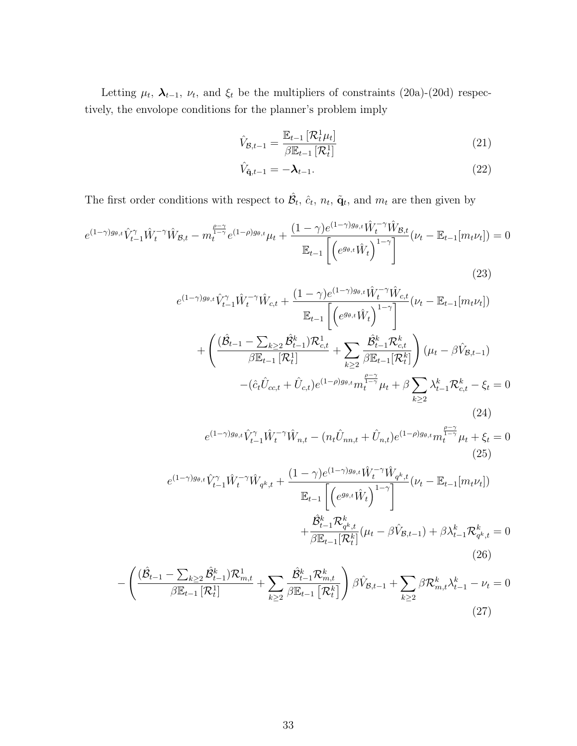Letting $\mu_t$, $\boldsymbol{\lambda}_{t-1}$, $\nu_t$, and $\xi_t$ be the multipliers of constraints (20a)-(20d) respectively, the envelope conditions for the planner's problem imply

$$\hat{V}_{\mathcal{B},t-1} = \frac{\mathbb{E}_{t-1}\left[\mathcal{R}_t^1 \mu_t\right]}{\beta \mathbb{E}_{t-1}\left[\mathcal{R}_t^1\right]} \tag{21}$$

$$\hat{V}_{\tilde{\mathbf{q}},t-1} = -\boldsymbol{\lambda}_{t-1}. \tag{22}$$

The first order conditions with respect to $\hat{\mathcal{B}}_t$, $\hat{c}_t$, $n_t$, $\tilde{\mathbf{q}}_t$, and $m_t$ are then given by

$$e^{(1-\gamma)g_{\theta,t}} \hat{V}_{t-1}^{\gamma} \hat{W}_t^{-\gamma} \hat{W}_{\mathcal{B},t} - m_t^{\frac{\rho-\gamma}{1-\gamma}} e^{(1-\rho)g_{\theta,t}} \mu_t + \frac{(1-\gamma)e^{(1-\gamma)g_{\theta,t}} \hat{W}_t^{-\gamma} \hat{W}_{\mathcal{B},t}}{\mathbb{E}_{t-1}\left[\left(e^{g_{\theta,t}} \hat{W}_t\right)^{1-\gamma}\right]} (\nu_t - \mathbb{E}_{t-1}[m_t \nu_t]) = 0 \tag{23}$$

$$\begin{aligned}
&e^{(1-\gamma)g_{\theta,t}} \hat{V}_{t-1}^{\gamma} \hat{W}_t^{-\gamma} \hat{W}_{c,t} + \frac{(1-\gamma)e^{(1-\gamma)g_{\theta,t}} \hat{W}_t^{-\gamma} \hat{W}_{c,t}}{\mathbb{E}_{t-1}\left[\left(e^{g_{\theta,t}} \hat{W}_t\right)^{1-\gamma}\right]} (\nu_t - \mathbb{E}_{t-1}[m_t \nu_t]) \\
&+ \left( \frac{(\hat{\mathcal{B}}_{t-1} - \sum_{k \geq 2} \hat{\mathcal{B}}_{t-1}^k) \mathcal{R}_{c,t}^1}{\beta \mathbb{E}_{t-1}\left[\mathcal{R}_t^1\right]} + \sum_{k \geq 2} \frac{\hat{\mathcal{B}}_{t-1}^k \mathcal{R}_{c,t}^k}{\beta \mathbb{E}_{t-1}[\mathcal{R}_t^k]} \right) (\mu_t - \beta \hat{V}_{\mathcal{B},t-1}) \\
&- (\hat{c}_t \hat{U}_{cc,t} + \hat{U}_{c,t}) e^{(1-\rho)g_{\theta,t}} m_t^{\frac{\rho-\gamma}{1-\gamma}} \mu_t + \beta \sum_{k \geq 2} \lambda_{t-1}^k \mathcal{R}_{c,t}^k - \xi_t = 0
\end{aligned} \tag{24}$$

$$e^{(1-\gamma)g_{\theta,t}} \hat{V}_{t-1}^{\gamma} \hat{W}_t^{-\gamma} \hat{W}_{n,t} - (n_t \hat{U}_{nn,t} + \hat{U}_{n,t}) e^{(1-\rho)g_{\theta,t}} m_t^{\frac{\rho-\gamma}{1-\gamma}} \mu_t + \xi_t = 0 \tag{25}$$

$$\begin{aligned}
&e^{(1-\gamma)g_{\theta,t}} \hat{V}_{t-1}^{\gamma} \hat{W}_t^{-\gamma} \hat{W}_{q^k,t} + \frac{(1-\gamma)e^{(1-\gamma)g_{\theta,t}} \hat{W}_t^{-\gamma} \hat{W}_{q^k,t}}{\mathbb{E}_{t-1}\left[\left(e^{g_{\theta,t}} \hat{W}_t\right)^{1-\gamma}\right]} (\nu_t - \mathbb{E}_{t-1}[m_t \nu_t]) \\
&+ \frac{\hat{\mathcal{B}}_{t-1}^k \mathcal{R}_{q^k,t}^k}{\beta \mathbb{E}_{t-1}[\mathcal{R}_t^k]} (\mu_t - \beta \hat{V}_{\mathcal{B},t-1}) + \beta \lambda_{t-1}^k \mathcal{R}_{q^k,t}^k = 0
\end{aligned} \tag{26}$$

$$-\left( \frac{(\hat{\mathcal{B}}_{t-1} - \sum_{k \geq 2} \hat{\mathcal{B}}_{t-1}^k) \mathcal{R}_{m,t}^1}{\beta \mathbb{E}_{t-1}\left[\mathcal{R}_t^1\right]} + \sum_{k \geq 2} \frac{\hat{\mathcal{B}}_{t-1}^k \mathcal{R}_{m,t}^k}{\beta \mathbb{E}_{t-1}\left[\mathcal{R}_t^k\right]} \right) \beta \hat{V}_{\mathcal{B},t-1} + \sum_{k \geq 2} \beta \mathcal{R}_{m,t}^k \lambda_{t-1}^k - \nu_t = 0 \tag{27}$$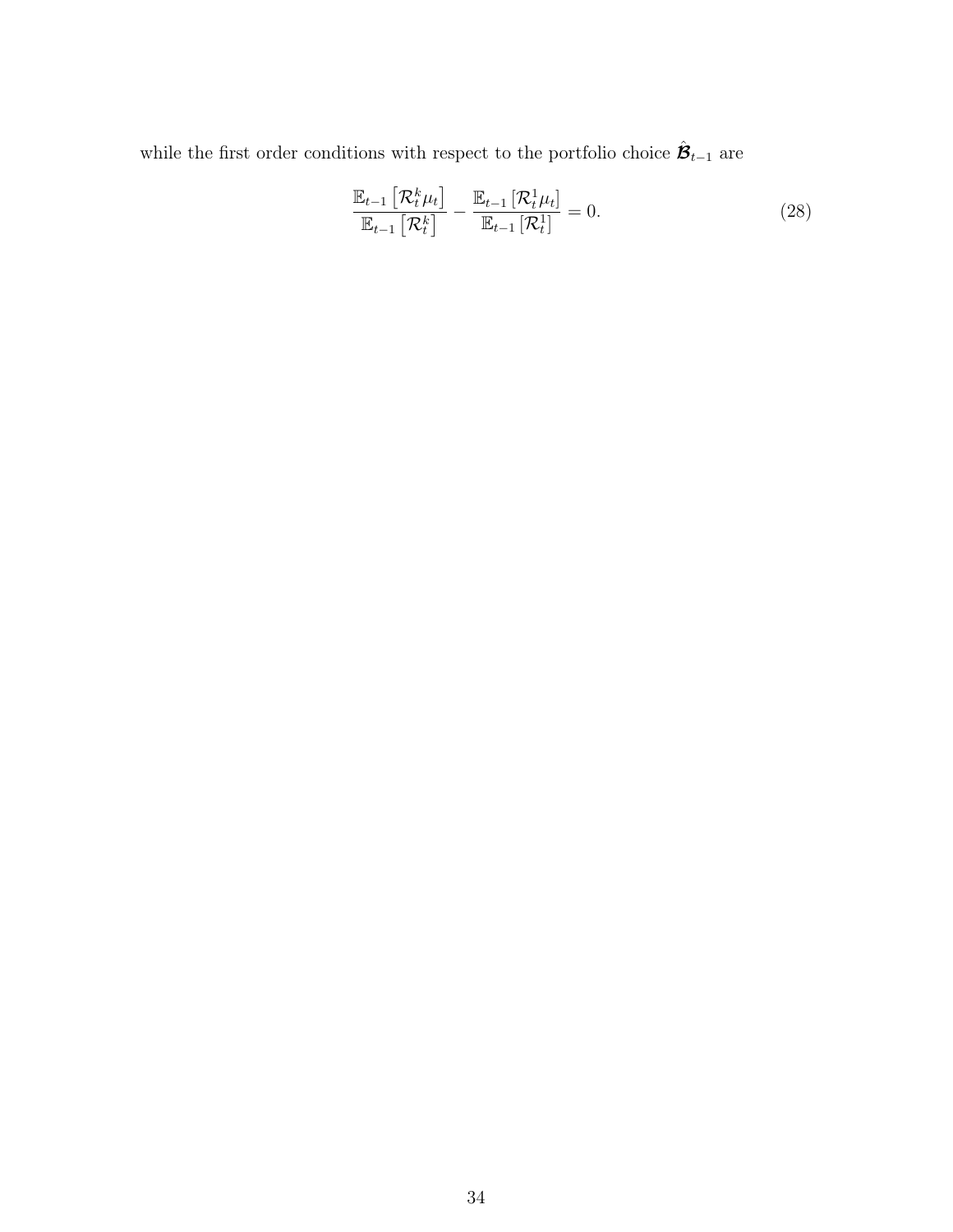while the first order conditions with respect to the portfolio choice $\hat{\boldsymbol{\mathcal{B}}}_{t-1}$ are

$$\frac{\mathbb{E}_{t-1}\left[\mathcal{R}_t^k \mu_t\right]}{\mathbb{E}_{t-1}\left[\mathcal{R}_t^k\right]} - \frac{\mathbb{E}_{t-1}\left[\mathcal{R}_t^1 \mu_t\right]}{\mathbb{E}_{t-1}\left[\mathcal{R}_t^1\right]} = 0. \tag{28}$$